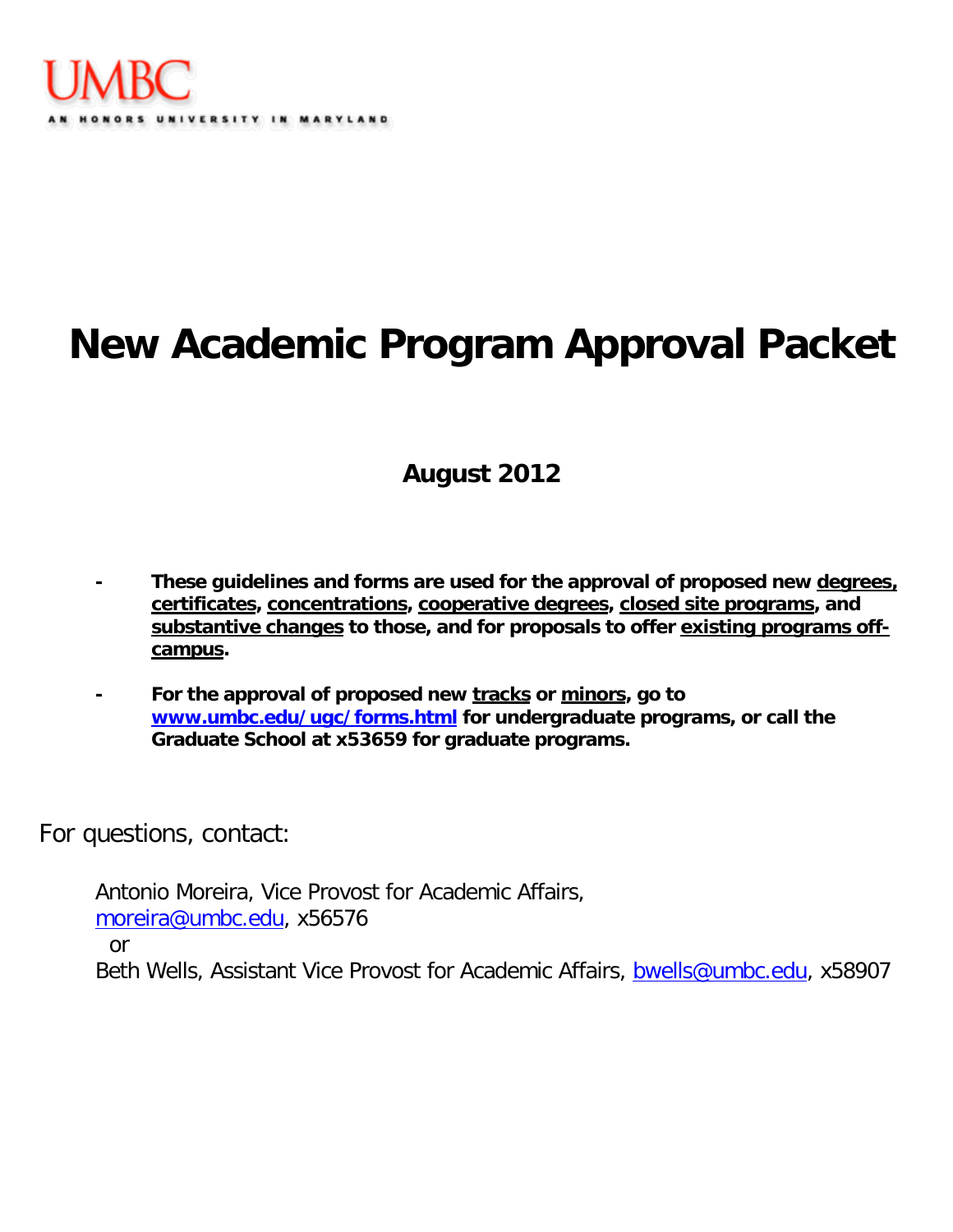UMBC

AN HONORS UNIVERSITY IN MARYLAND

# New Academic Program Approval Packet

**August 2012**

- **These guidelines and forms are used for the approval of proposed new degrees, certificates, concentrations, cooperative degrees, closed site programs, and substantive changes to those, and for proposals to offer existing programs off-campus.**

- **For the approval of proposed new tracks or minors, go to www.umbc.edu/ugc/forms.html for undergraduate programs, or call the Graduate School at x53659 for graduate programs.**

For questions, contact:

Antonio Moreira, Vice Provost for Academic Affairs,
moreira@umbc.edu, x56576
or
Beth Wells, Assistant Vice Provost for Academic Affairs, bwells@umbc.edu, x58907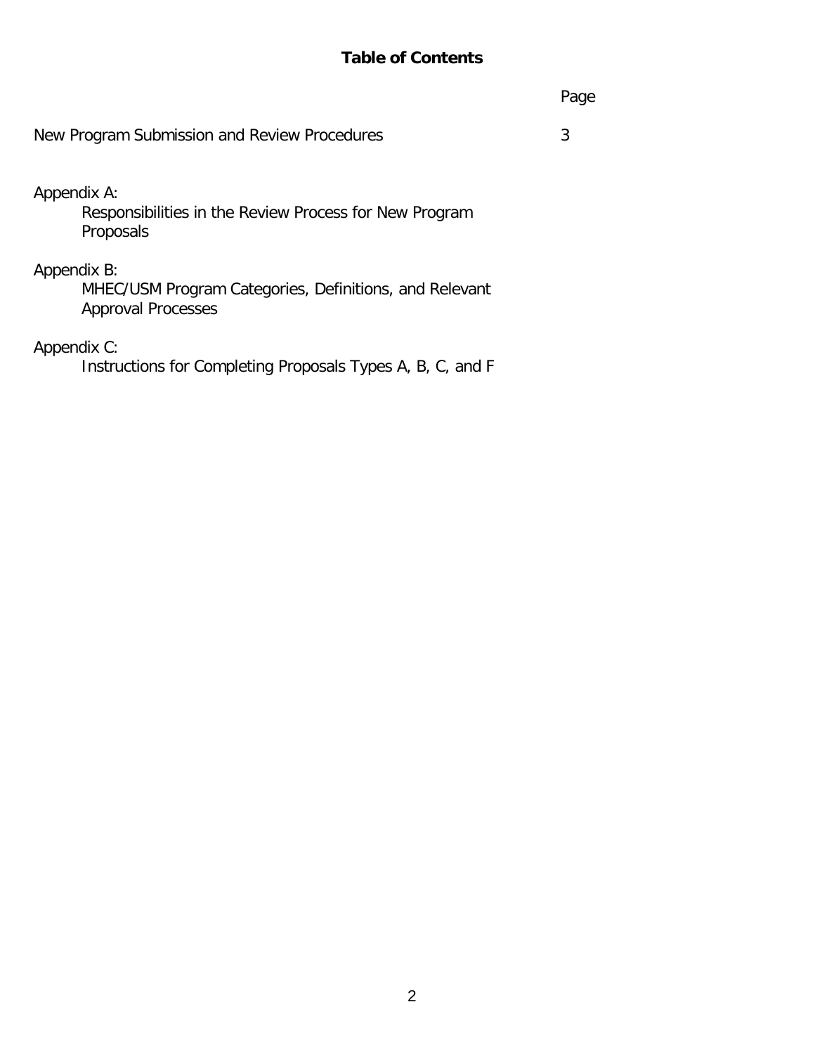## Table of Contents

| | Page |
|---|---|
| New Program Submission and Review Procedures | 3 |
| Appendix A: Responsibilities in the Review Process for New Program Proposals | |
| Appendix B: MHEC/USM Program Categories, Definitions, and Relevant Approval Processes | |
| Appendix C: Instructions for Completing Proposals Types A, B, C, and F | |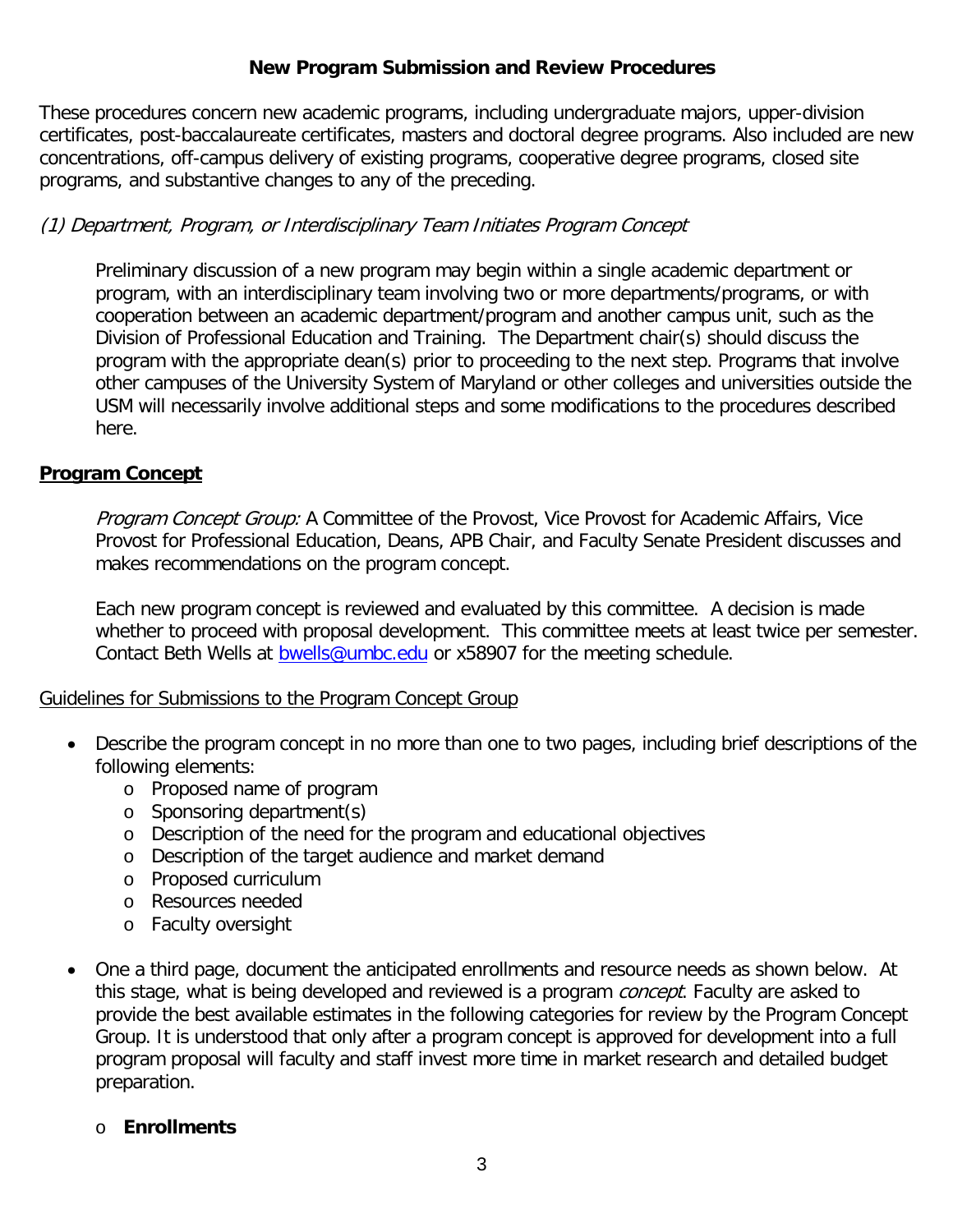## New Program Submission and Review Procedures

These procedures concern new academic programs, including undergraduate majors, upper-division certificates, post-baccalaureate certificates, masters and doctoral degree programs. Also included are new concentrations, off-campus delivery of existing programs, cooperative degree programs, closed site programs, and substantive changes to any of the preceding.

*(1) Department, Program, or Interdisciplinary Team Initiates Program Concept*

Preliminary discussion of a new program may begin within a single academic department or program, with an interdisciplinary team involving two or more departments/programs, or with cooperation between an academic department/program and another campus unit, such as the Division of Professional Education and Training. The Department chair(s) should discuss the program with the appropriate dean(s) prior to proceeding to the next step. Programs that involve other campuses of the University System of Maryland or other colleges and universities outside the USM will necessarily involve additional steps and some modifications to the procedures described here.

### **Program Concept**

*Program Concept Group:* A Committee of the Provost, Vice Provost for Academic Affairs, Vice Provost for Professional Education, Deans, APB Chair, and Faculty Senate President discusses and makes recommendations on the program concept.

Each new program concept is reviewed and evaluated by this committee. A decision is made whether to proceed with proposal development. This committee meets at least twice per semester. Contact Beth Wells at bwells@umbc.edu or x58907 for the meeting schedule.

Guidelines for Submissions to the Program Concept Group

- Describe the program concept in no more than one to two pages, including brief descriptions of the following elements:
  - Proposed name of program
  - Sponsoring department(s)
  - Description of the need for the program and educational objectives
  - Description of the target audience and market demand
  - Proposed curriculum
  - Resources needed
  - Faculty oversight
- One a third page, document the anticipated enrollments and resource needs as shown below. At this stage, what is being developed and reviewed is a program *concept*. Faculty are asked to provide the best available estimates in the following categories for review by the Program Concept Group. It is understood that only after a program concept is approved for development into a full program proposal will faculty and staff invest more time in market research and detailed budget preparation.
  - **Enrollments**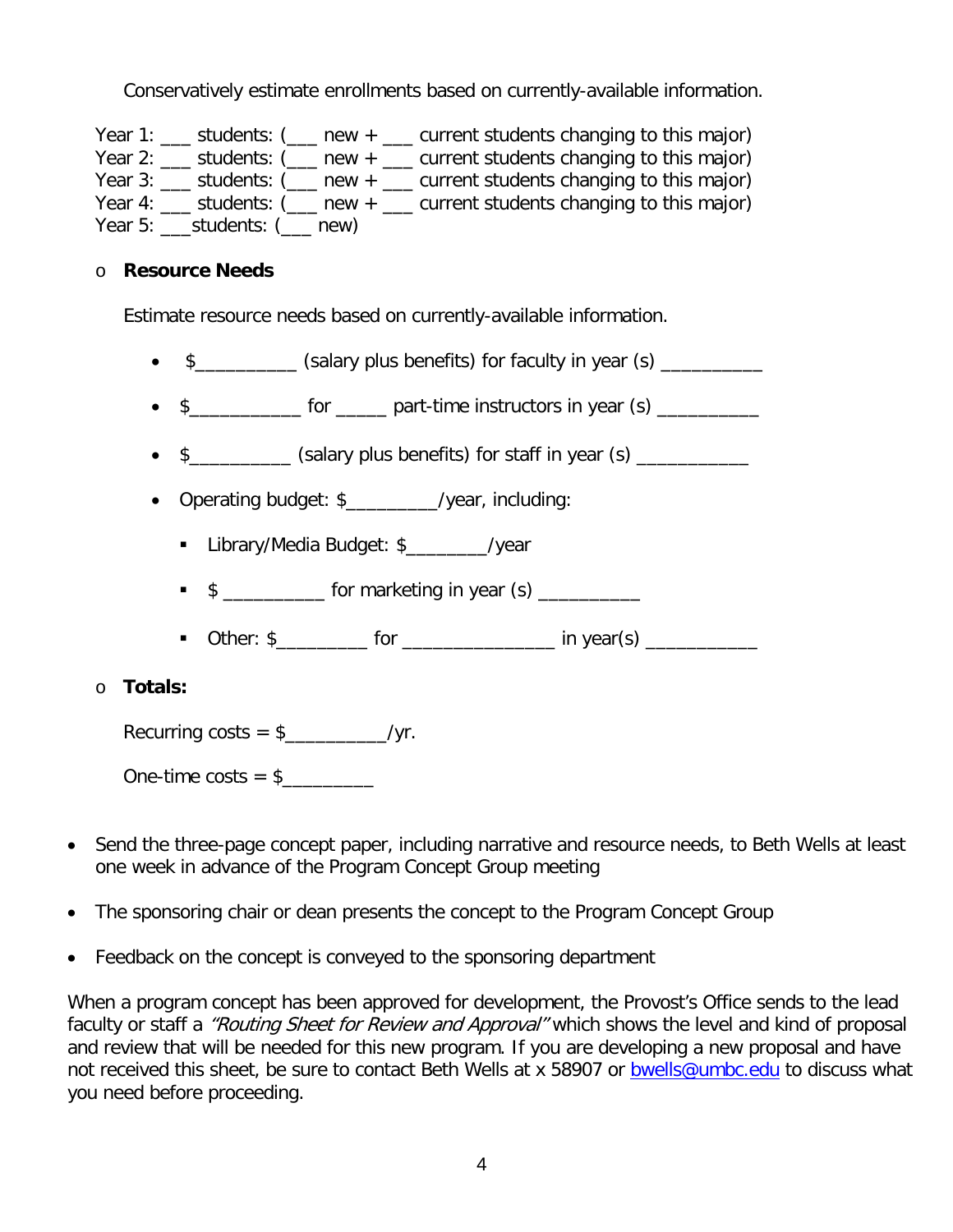Conservatively estimate enrollments based on currently-available information.

Year 1: ___ students: (___ new + ___ current students changing to this major)
Year 2: ___ students: (___ new + ___ current students changing to this major)
Year 3: ___ students: (___ new + ___ current students changing to this major)
Year 4: ___ students: (___ new + ___ current students changing to this major)
Year 5: ___students: (___ new)

- **Resource Needs**

  Estimate resource needs based on currently-available information.

  - $__________ (salary plus benefits) for faculty in year (s) __________
  - $___________ for _____ part-time instructors in year (s) __________
  - $__________ (salary plus benefits) for staff in year (s) ___________
  - Operating budget: $_________/year, including:
    - Library/Media Budget: $________/year
    - $ __________ for marketing in year (s) __________
    - Other: $_________ for _______________ in year(s) ___________

- **Totals:**

  Recurring costs = $__________/yr.

  One-time costs = $_________

- Send the three-page concept paper, including narrative and resource needs, to Beth Wells at least one week in advance of the Program Concept Group meeting
- The sponsoring chair or dean presents the concept to the Program Concept Group
- Feedback on the concept is conveyed to the sponsoring department

When a program concept has been approved for development, the Provost's Office sends to the lead faculty or staff a *"Routing Sheet for Review and Approval"* which shows the level and kind of proposal and review that will be needed for this new program. If you are developing a new proposal and have not received this sheet, be sure to contact Beth Wells at x 58907 or [bwells@umbc.edu](mailto:bwells@umbc.edu) to discuss what you need before proceeding.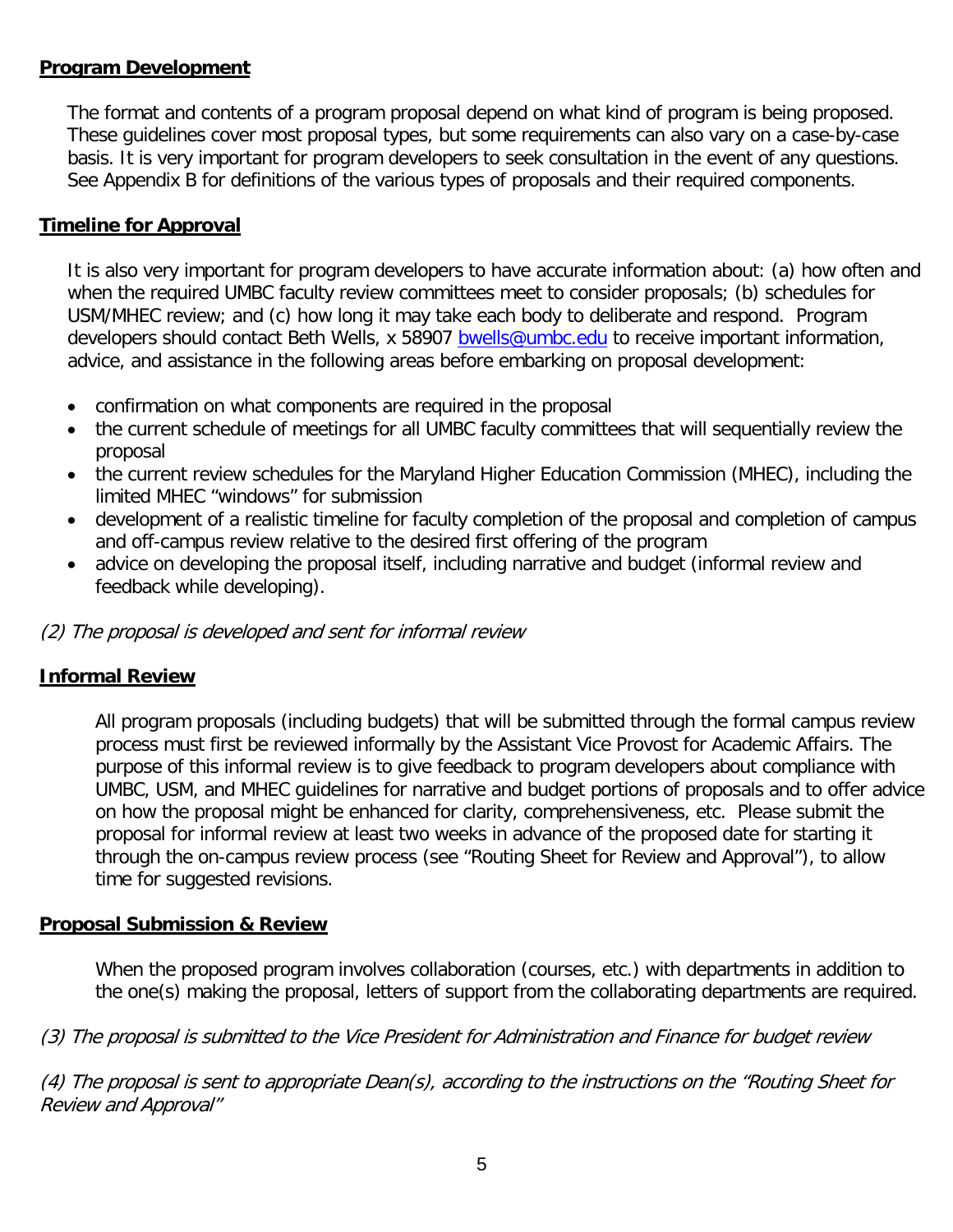**Program Development**

The format and contents of a program proposal depend on what kind of program is being proposed. These guidelines cover most proposal types, but some requirements can also vary on a case-by-case basis. It is very important for program developers to seek consultation in the event of any questions. See Appendix B for definitions of the various types of proposals and their required components.

**Timeline for Approval**

It is also very important for program developers to have accurate information about: (a) how often and when the required UMBC faculty review committees meet to consider proposals; (b) schedules for USM/MHEC review; and (c) how long it may take each body to deliberate and respond. Program developers should contact Beth Wells, x 58907 bwells@umbc.edu to receive important information, advice, and assistance in the following areas before embarking on proposal development:

- confirmation on what components are required in the proposal
- the current schedule of meetings for all UMBC faculty committees that will sequentially review the proposal
- the current review schedules for the Maryland Higher Education Commission (MHEC), including the limited MHEC "windows" for submission
- development of a realistic timeline for faculty completion of the proposal and completion of campus and off-campus review relative to the desired first offering of the program
- advice on developing the proposal itself, including narrative and budget (informal review and feedback while developing).

*(2) The proposal is developed and sent for informal review*

**Informal Review**

All program proposals (including budgets) that will be submitted through the formal campus review process must first be reviewed informally by the Assistant Vice Provost for Academic Affairs. The purpose of this informal review is to give feedback to program developers about compliance with UMBC, USM, and MHEC guidelines for narrative and budget portions of proposals and to offer advice on how the proposal might be enhanced for clarity, comprehensiveness, etc. Please submit the proposal for informal review at least two weeks in advance of the proposed date for starting it through the on-campus review process (see "Routing Sheet for Review and Approval"), to allow time for suggested revisions.

**Proposal Submission & Review**

When the proposed program involves collaboration (courses, etc.) with departments in addition to the one(s) making the proposal, letters of support from the collaborating departments are required.

*(3) The proposal is submitted to the Vice President for Administration and Finance for budget review*

*(4) The proposal is sent to appropriate Dean(s), according to the instructions on the "Routing Sheet for Review and Approval"*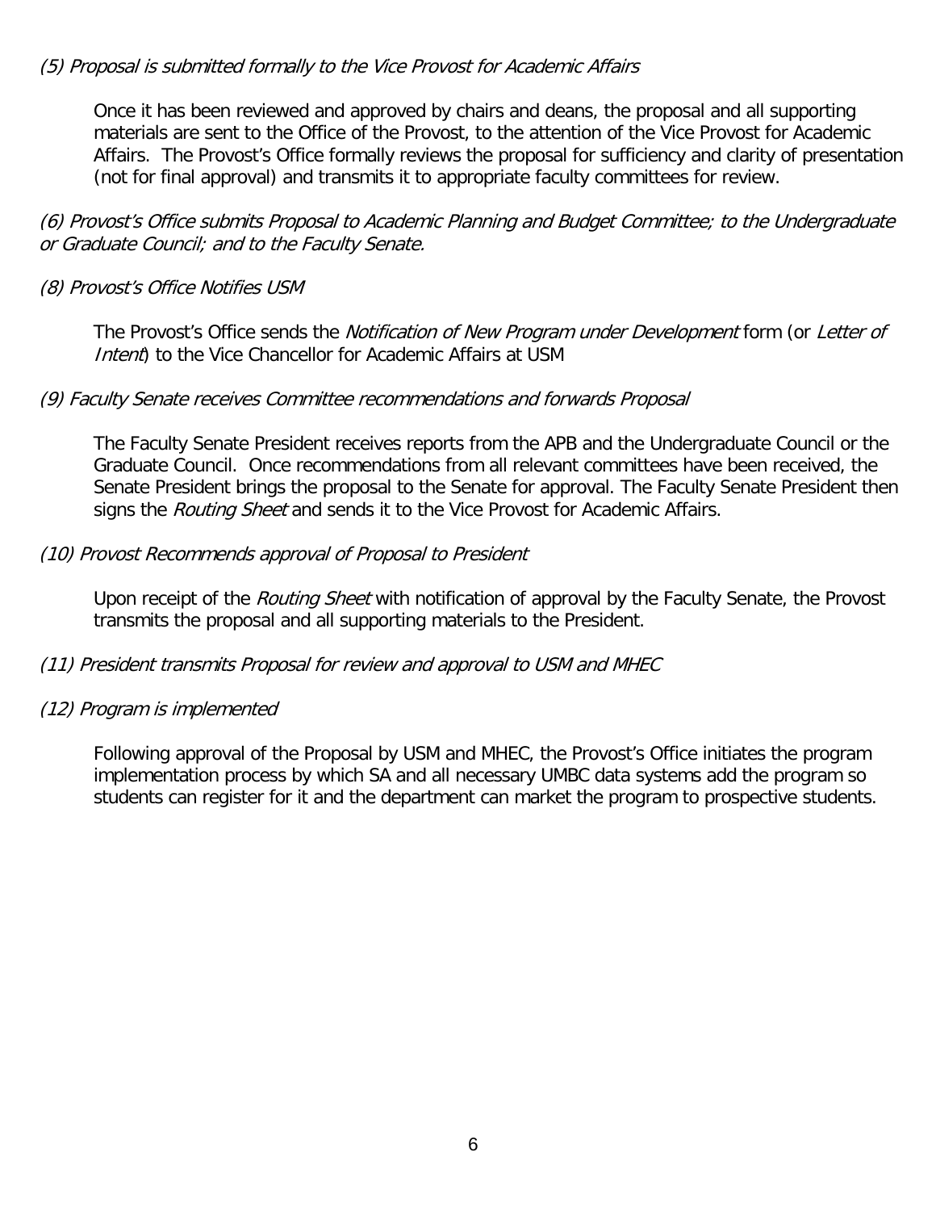*(5) Proposal is submitted formally to the Vice Provost for Academic Affairs*

Once it has been reviewed and approved by chairs and deans, the proposal and all supporting materials are sent to the Office of the Provost, to the attention of the Vice Provost for Academic Affairs. The Provost's Office formally reviews the proposal for sufficiency and clarity of presentation (not for final approval) and transmits it to appropriate faculty committees for review.

*(6) Provost's Office submits Proposal to Academic Planning and Budget Committee; to the Undergraduate or Graduate Council; and to the Faculty Senate.*

*(8) Provost's Office Notifies USM*

The Provost's Office sends the *Notification of New Program under Development* form (or *Letter of Intent*) to the Vice Chancellor for Academic Affairs at USM

*(9) Faculty Senate receives Committee recommendations and forwards Proposal*

The Faculty Senate President receives reports from the APB and the Undergraduate Council or the Graduate Council. Once recommendations from all relevant committees have been received, the Senate President brings the proposal to the Senate for approval. The Faculty Senate President then signs the *Routing Sheet* and sends it to the Vice Provost for Academic Affairs.

*(10) Provost Recommends approval of Proposal to President*

Upon receipt of the *Routing Sheet* with notification of approval by the Faculty Senate, the Provost transmits the proposal and all supporting materials to the President.

*(11) President transmits Proposal for review and approval to USM and MHEC*

*(12) Program is implemented*

Following approval of the Proposal by USM and MHEC, the Provost's Office initiates the program implementation process by which SA and all necessary UMBC data systems add the program so students can register for it and the department can market the program to prospective students.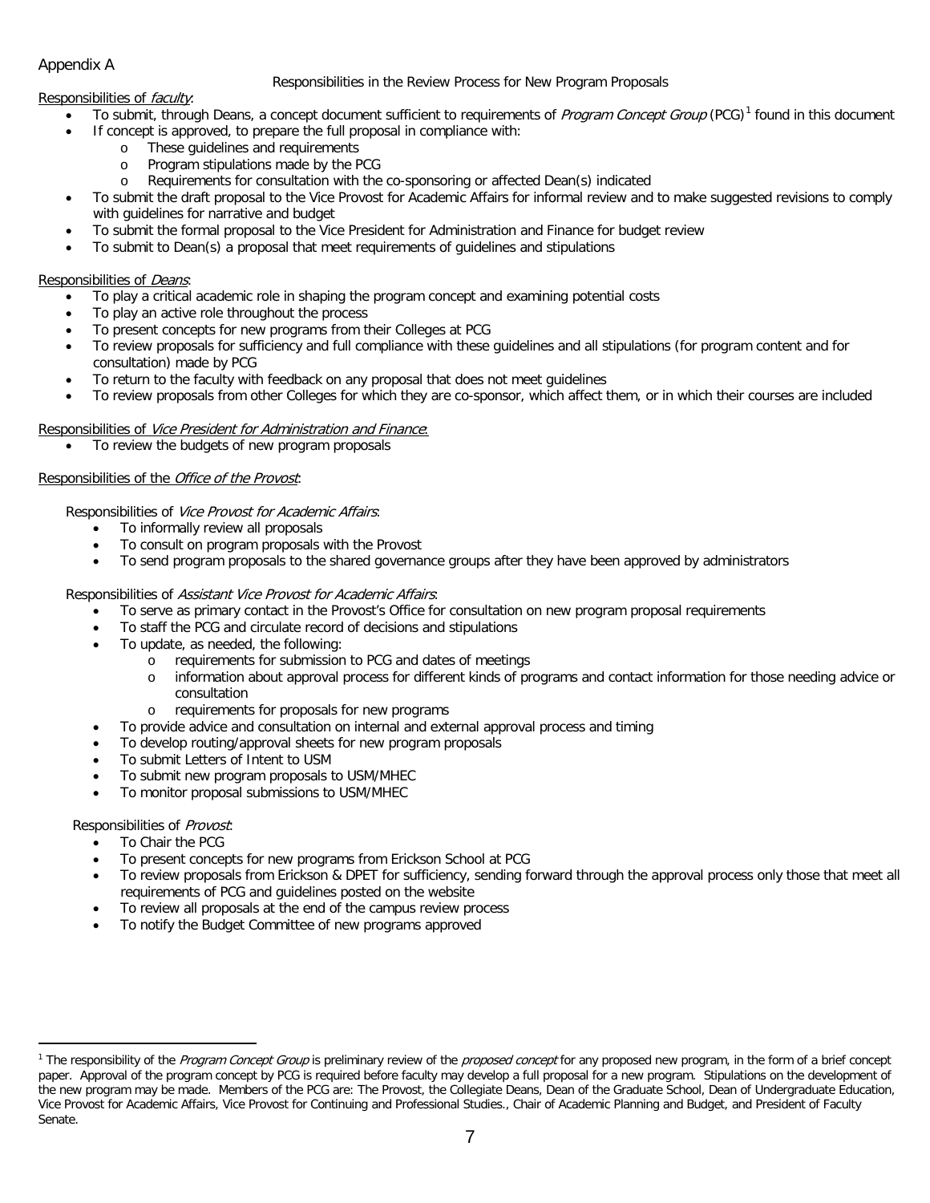# Appendix A

## Responsibilities in the Review Process for New Program Proposals

Responsibilities of *faculty*:

- To submit, through Deans, a concept document sufficient to requirements of *Program Concept Group* (PCG)[1] found in this document
- If concept is approved, to prepare the full proposal in compliance with:
  - These guidelines and requirements
  - Program stipulations made by the PCG
  - Requirements for consultation with the co-sponsoring or affected Dean(s) indicated
- To submit the draft proposal to the Vice Provost for Academic Affairs for informal review and to make suggested revisions to comply with guidelines for narrative and budget
- To submit the formal proposal to the Vice President for Administration and Finance for budget review
- To submit to Dean(s) a proposal that meet requirements of guidelines and stipulations

Responsibilities of *Deans*:

- To play a critical academic role in shaping the program concept and examining potential costs
- To play an active role throughout the process
- To present concepts for new programs from their Colleges at PCG
- To review proposals for sufficiency and full compliance with these guidelines and all stipulations (for program content and for consultation) made by PCG
- To return to the faculty with feedback on any proposal that does not meet guidelines
- To review proposals from other Colleges for which they are co-sponsor, which affect them, or in which their courses are included

Responsibilities of *Vice President for Administration and Finance*:

- To review the budgets of new program proposals

Responsibilities of the *Office of the Provost*:

Responsibilities of *Vice Provost for Academic Affairs*:

- To informally review all proposals
- To consult on program proposals with the Provost
- To send program proposals to the shared governance groups after they have been approved by administrators

Responsibilities of *Assistant Vice Provost for Academic Affairs*:

- To serve as primary contact in the Provost's Office for consultation on new program proposal requirements
- To staff the PCG and circulate record of decisions and stipulations
- To update, as needed, the following:
  - requirements for submission to PCG and dates of meetings
  - information about approval process for different kinds of programs and contact information for those needing advice or consultation
  - requirements for proposals for new programs
- To provide advice and consultation on internal and external approval process and timing
- To develop routing/approval sheets for new program proposals
- To submit Letters of Intent to USM
- To submit new program proposals to USM/MHEC
- To monitor proposal submissions to USM/MHEC

Responsibilities of *Provost*:

- To Chair the PCG
- To present concepts for new programs from Erickson School at PCG
- To review proposals from Erickson & DPET for sufficiency, sending forward through the approval process only those that meet all requirements of PCG and guidelines posted on the website
- To review all proposals at the end of the campus review process
- To notify the Budget Committee of new programs approved

---

[1] The responsibility of the *Program Concept Group* is preliminary review of the *proposed concept* for any proposed new program, in the form of a brief concept paper. Approval of the program concept by PCG is required before faculty may develop a full proposal for a new program. Stipulations on the development of the new program may be made. Members of the PCG are: The Provost, the Collegiate Deans, Dean of the Graduate School, Dean of Undergraduate Education, Vice Provost for Academic Affairs, Vice Provost for Continuing and Professional Studies., Chair of Academic Planning and Budget, and President of Faculty Senate.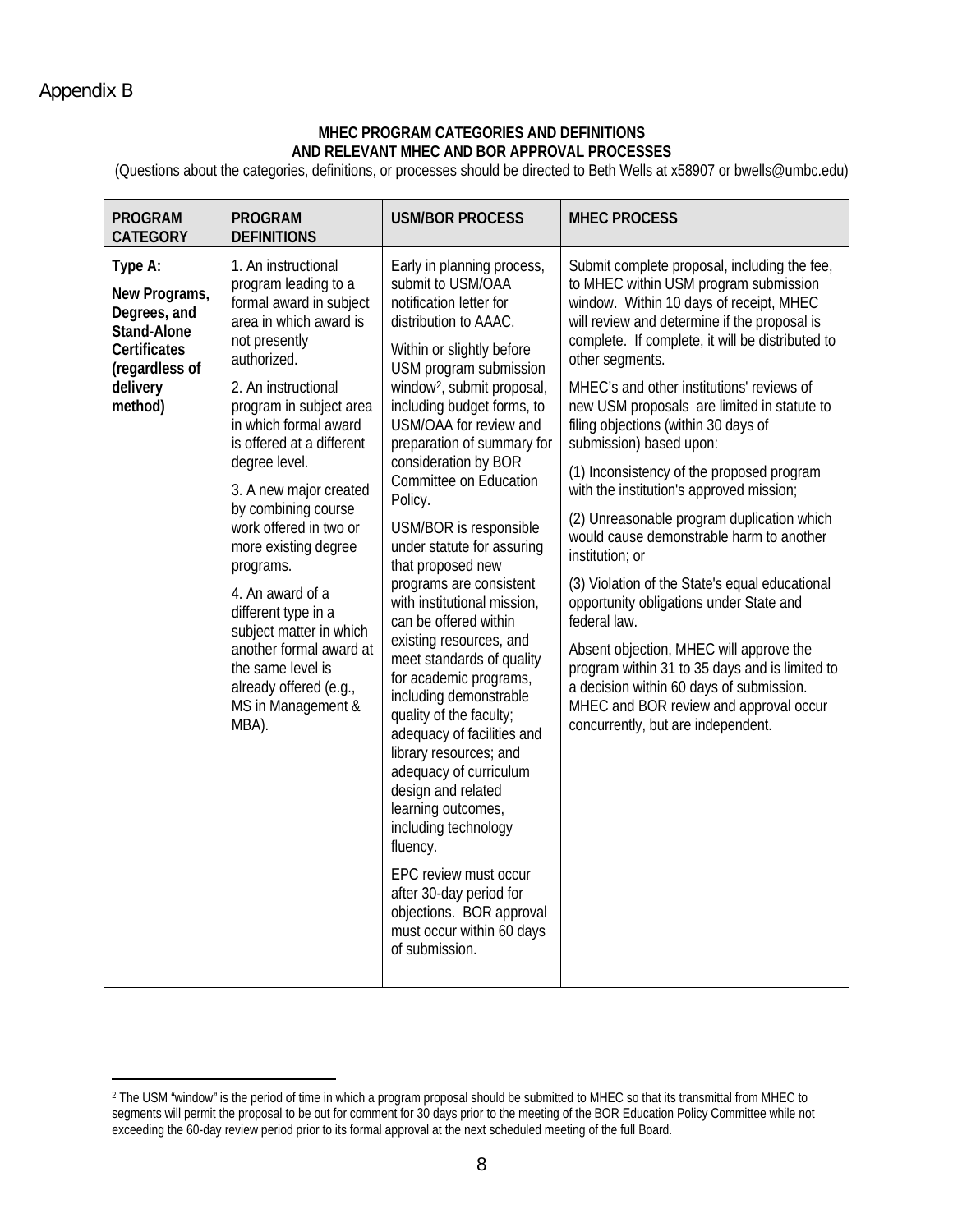Appendix B

**MHEC PROGRAM CATEGORIES AND DEFINITIONS**
**AND RELEVANT MHEC AND BOR APPROVAL PROCESSES**

(Questions about the categories, definitions, or processes should be directed to Beth Wells at x58907 or bwells@umbc.edu)

| PROGRAM CATEGORY | PROGRAM DEFINITIONS | USM/BOR PROCESS | MHEC PROCESS |
|---|---|---|---|
| **Type A:** **New Programs, Degrees, and Stand-Alone Certificates (regardless of delivery method)** | 1. An instructional program leading to a formal award in subject area in which award is not presently authorized.<br><br>2. An instructional program in subject area in which formal award is offered at a different degree level.<br><br>3. A new major created by combining course work offered in two or more existing degree programs.<br><br>4. An award of a different type in a subject matter in which another formal award at the same level is already offered (e.g., MS in Management & MBA). | Early in planning process, submit to USM/OAA notification letter for distribution to AAAC.<br><br>Within or slightly before USM program submission window[2], submit proposal, including budget forms, to USM/OAA for review and preparation of summary for consideration by BOR Committee on Education Policy.<br><br>USM/BOR is responsible under statute for assuring that proposed new programs are consistent with institutional mission, can be offered within existing resources, and meet standards of quality for academic programs, including demonstrable quality of the faculty; adequacy of facilities and library resources; and adequacy of curriculum design and related learning outcomes, including technology fluency.<br><br>EPC review must occur after 30-day period for objections. BOR approval must occur within 60 days of submission. | Submit complete proposal, including the fee, to MHEC within USM program submission window. Within 10 days of receipt, MHEC will review and determine if the proposal is complete. If complete, it will be distributed to other segments.<br><br>MHEC's and other institutions' reviews of new USM proposals are limited in statute to filing objections (within 30 days of submission) based upon:<br><br>(1) Inconsistency of the proposed program with the institution's approved mission;<br><br>(2) Unreasonable program duplication which would cause demonstrable harm to another institution; or<br><br>(3) Violation of the State's equal educational opportunity obligations under State and federal law.<br><br>Absent objection, MHEC will approve the program within 31 to 35 days and is limited to a decision within 60 days of submission. MHEC and BOR review and approval occur concurrently, but are independent. |

[2] The USM "window" is the period of time in which a program proposal should be submitted to MHEC so that its transmittal from MHEC to segments will permit the proposal to be out for comment for 30 days prior to the meeting of the BOR Education Policy Committee while not exceeding the 60-day review period prior to its formal approval at the next scheduled meeting of the full Board.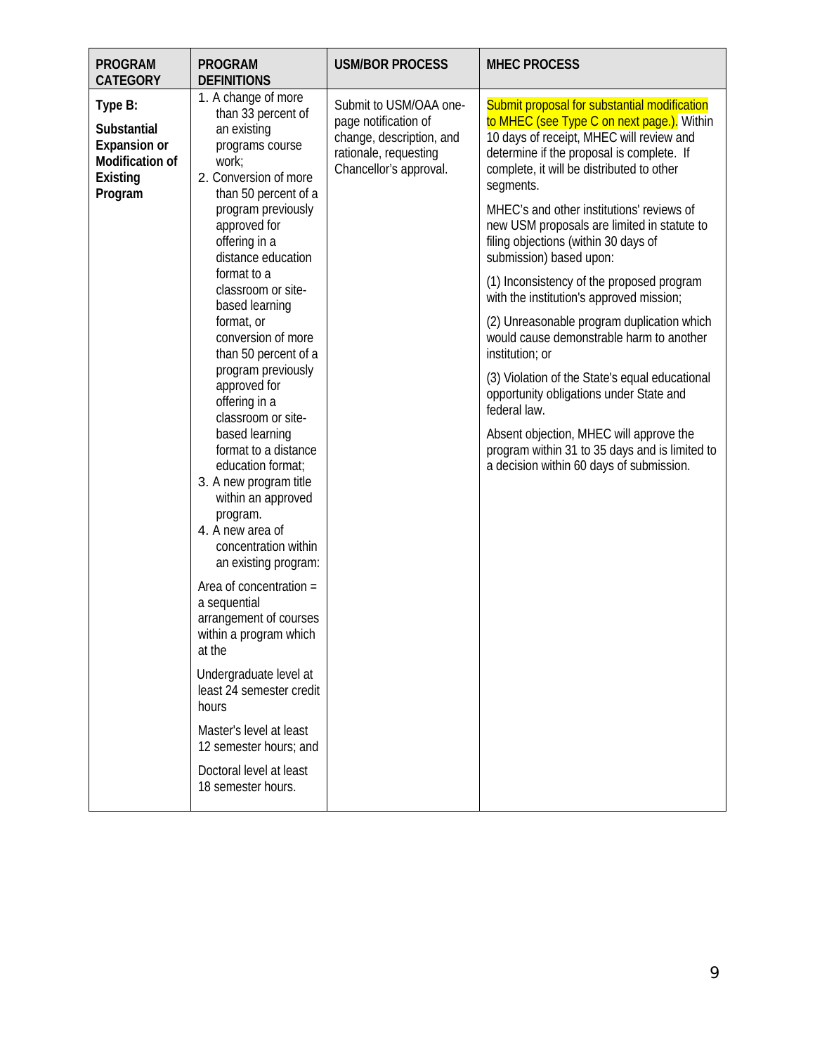| PROGRAM CATEGORY | PROGRAM DEFINITIONS | USM/BOR PROCESS | MHEC PROCESS |
|---|---|---|---|
| **Type B:**<br><br>**Substantial Expansion or Modification of Existing Program** | 1. A change of more than 33 percent of an existing programs course work;<br>2. Conversion of more than 50 percent of a program previously approved for offering in a distance education format to a classroom or site-based learning format, or conversion of more than 50 percent of a program previously approved for offering in a classroom or site-based learning format to a distance education format;<br>3. A new program title within an approved program.<br>4. A new area of concentration within an existing program:<br><br>Area of concentration = a sequential arrangement of courses within a program which at the<br><br>Undergraduate level at least 24 semester credit hours<br><br>Master's level at least 12 semester hours; and<br><br>Doctoral level at least 18 semester hours. | Submit to USM/OAA one-page notification of change, description, and rationale, requesting Chancellor's approval. | Submit proposal for substantial modification to MHEC (see Type C on next page.). Within 10 days of receipt, MHEC will review and determine if the proposal is complete. If complete, it will be distributed to other segments.<br><br>MHEC's and other institutions' reviews of new USM proposals are limited in statute to filing objections (within 30 days of submission) based upon:<br><br>(1) Inconsistency of the proposed program with the institution's approved mission;<br><br>(2) Unreasonable program duplication which would cause demonstrable harm to another institution; or<br><br>(3) Violation of the State's equal educational opportunity obligations under State and federal law.<br><br>Absent objection, MHEC will approve the program within 31 to 35 days and is limited to a decision within 60 days of submission. |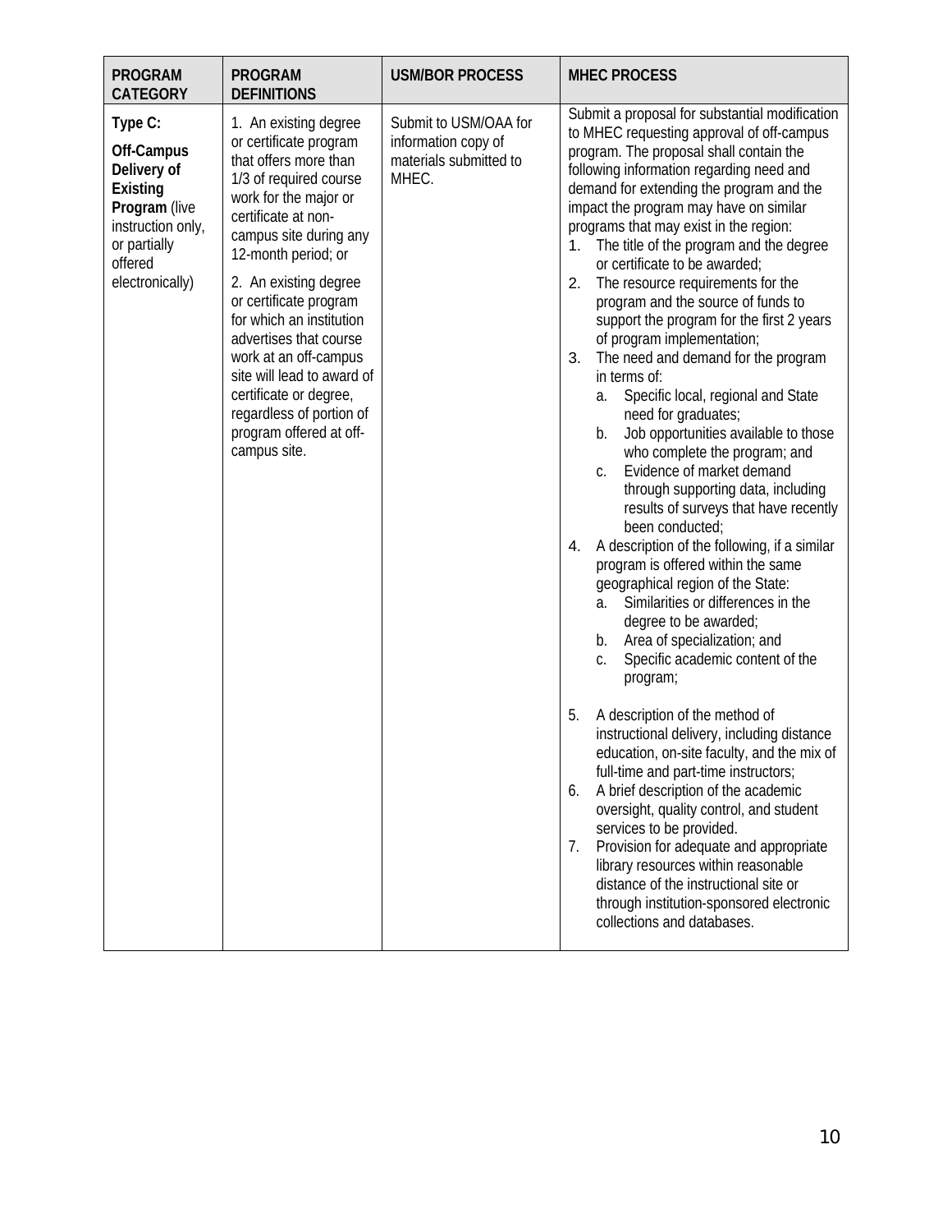| PROGRAM CATEGORY | PROGRAM DEFINITIONS | USM/BOR PROCESS | MHEC PROCESS |
|---|---|---|---|
| **Type C:**<br><br>**Off-Campus Delivery of Existing Program** (live instruction only, or partially offered electronically) | 1. An existing degree or certificate program that offers more than 1/3 of required course work for the major or certificate at non-campus site during any 12-month period; or<br><br>2. An existing degree or certificate program for which an institution advertises that course work at an off-campus site will lead to award of certificate or degree, regardless of portion of program offered at off-campus site. | Submit to USM/OAA for information copy of materials submitted to MHEC. | Submit a proposal for substantial modification to MHEC requesting approval of off-campus program. The proposal shall contain the following information regarding need and demand for extending the program and the impact the program may have on similar programs that may exist in the region:<br>1. The title of the program and the degree or certificate to be awarded;<br>2. The resource requirements for the program and the source of funds to support the program for the first 2 years of program implementation;<br>3. The need and demand for the program in terms of:<br>a. Specific local, regional and State need for graduates;<br>b. Job opportunities available to those who complete the program; and<br>c. Evidence of market demand through supporting data, including results of surveys that have recently been conducted;<br>4. A description of the following, if a similar program is offered within the same geographical region of the State:<br>a. Similarities or differences in the degree to be awarded;<br>b. Area of specialization; and<br>c. Specific academic content of the program;<br><br>5. A description of the method of instructional delivery, including distance education, on-site faculty, and the mix of full-time and part-time instructors;<br>6. A brief description of the academic oversight, quality control, and student services to be provided.<br>7. Provision for adequate and appropriate library resources within reasonable distance of the instructional site or through institution-sponsored electronic collections and databases. |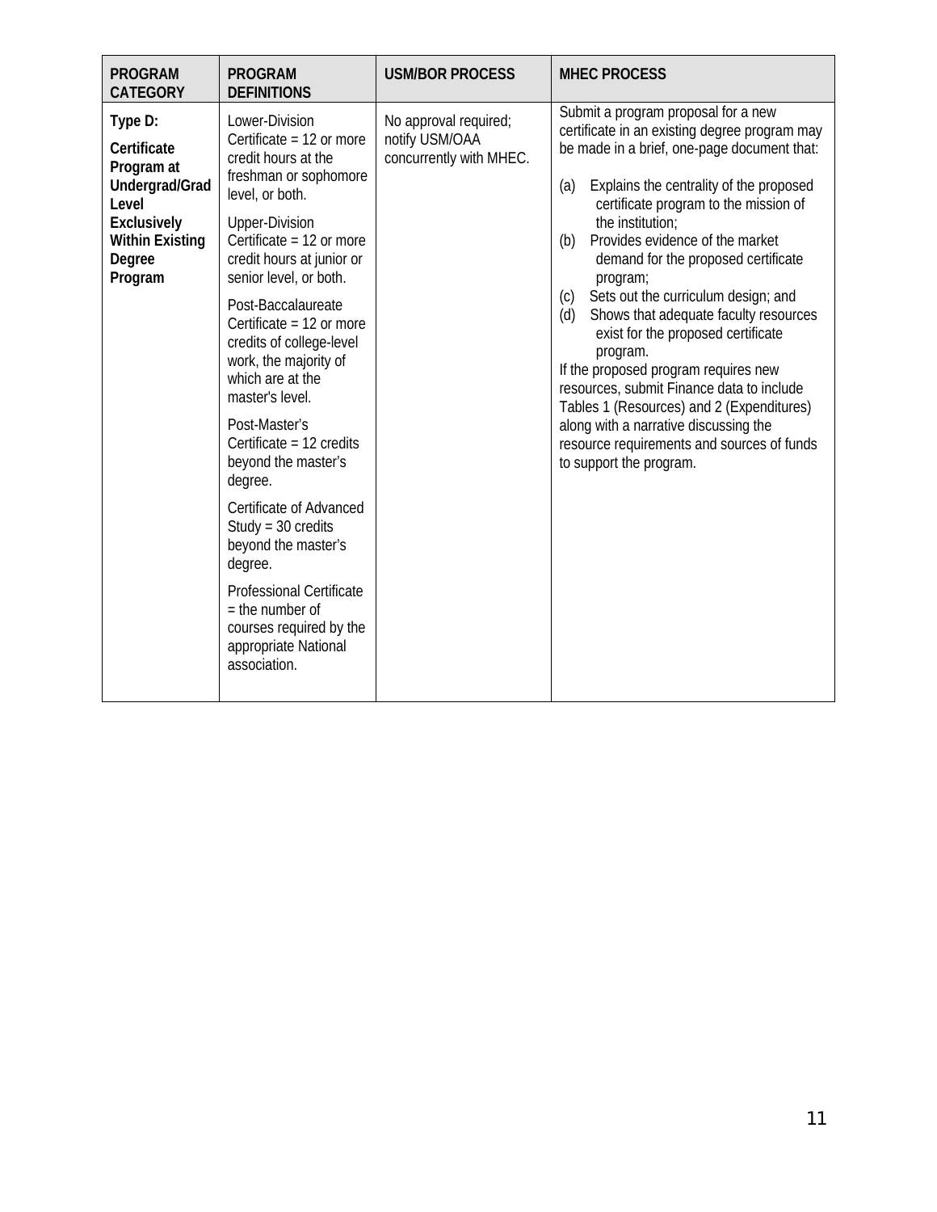| PROGRAM CATEGORY | PROGRAM DEFINITIONS | USM/BOR PROCESS | MHEC PROCESS |
|---|---|---|---|
| **Type D:**<br><br>**Certificate Program at Undergrad/Grad Level Exclusively Within Existing Degree Program** | Lower-Division Certificate = 12 or more credit hours at the freshman or sophomore level, or both.<br><br>Upper-Division Certificate = 12 or more credit hours at junior or senior level, or both.<br><br>Post-Baccalaureate Certificate = 12 or more credits of college-level work, the majority of which are at the master's level.<br><br>Post-Master's Certificate = 12 credits beyond the master's degree.<br><br>Certificate of Advanced Study = 30 credits beyond the master's degree.<br><br>Professional Certificate = the number of courses required by the appropriate National association. | No approval required; notify USM/OAA concurrently with MHEC. | Submit a program proposal for a new certificate in an existing degree program may be made in a brief, one-page document that:<br><br>(a) Explains the centrality of the proposed certificate program to the mission of the institution;<br>(b) Provides evidence of the market demand for the proposed certificate program;<br>(c) Sets out the curriculum design; and<br>(d) Shows that adequate faculty resources exist for the proposed certificate program.<br><br>If the proposed program requires new resources, submit Finance data to include Tables 1 (Resources) and 2 (Expenditures) along with a narrative discussing the resource requirements and sources of funds to support the program. |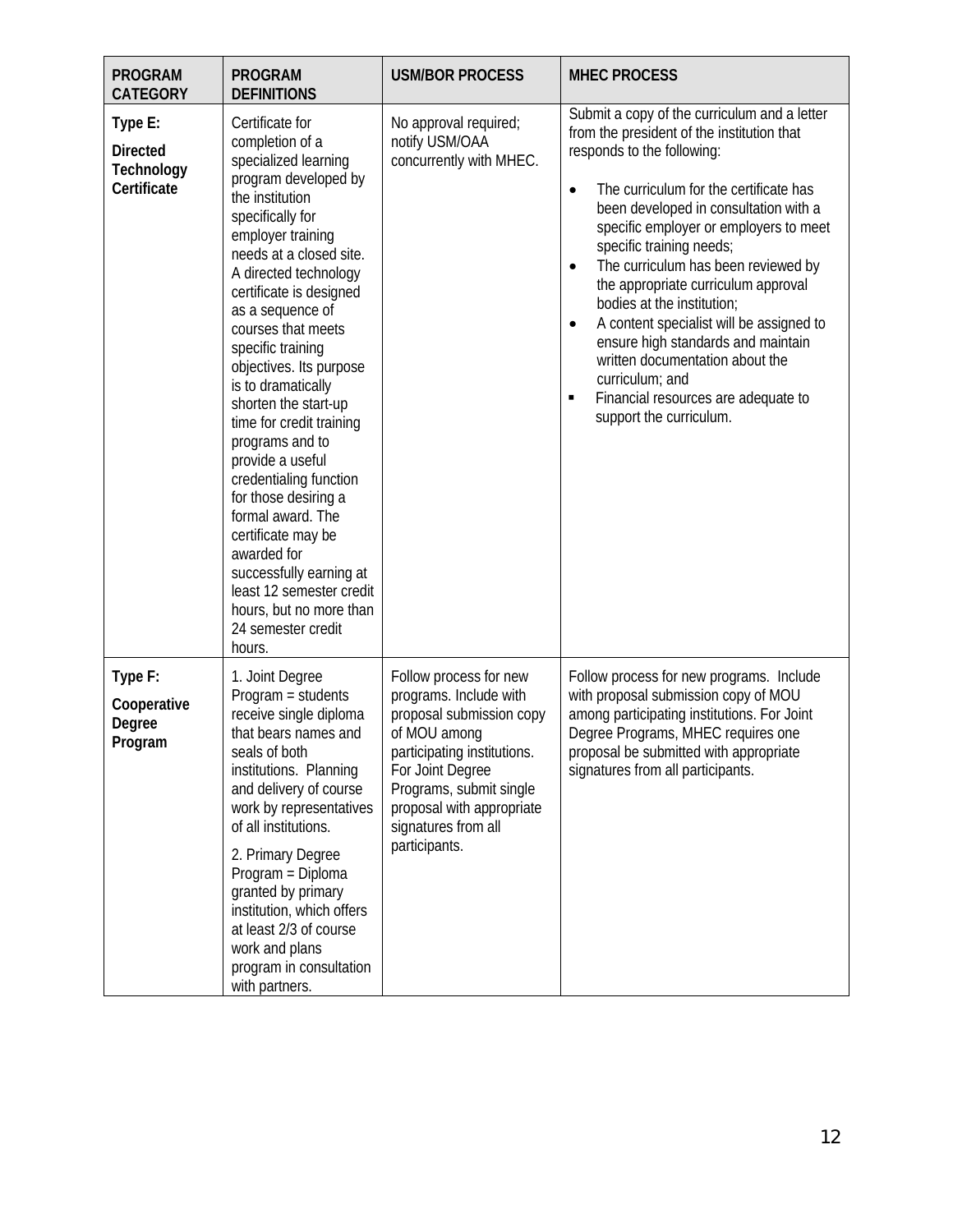| PROGRAM CATEGORY | PROGRAM DEFINITIONS | USM/BOR PROCESS | MHEC PROCESS |
|---|---|---|---|
| **Type E:** **Directed Technology Certificate** | Certificate for completion of a specialized learning program developed by the institution specifically for employer training needs at a closed site. A directed technology certificate is designed as a sequence of courses that meets specific training objectives. Its purpose is to dramatically shorten the start-up time for credit training programs and to provide a useful credentialing function for those desiring a formal award. The certificate may be awarded for successfully earning at least 12 semester credit hours, but no more than 24 semester credit hours. | No approval required; notify USM/OAA concurrently with MHEC. | Submit a copy of the curriculum and a letter from the president of the institution that responds to the following: <br>• The curriculum for the certificate has been developed in consultation with a specific employer or employers to meet specific training needs; <br>• The curriculum has been reviewed by the appropriate curriculum approval bodies at the institution; <br>• A content specialist will be assigned to ensure high standards and maintain written documentation about the curriculum; and <br>▪ Financial resources are adequate to support the curriculum. |
| **Type F:** **Cooperative Degree Program** | 1. Joint Degree Program = students receive single diploma that bears names and seals of both institutions. Planning and delivery of course work by representatives of all institutions. <br>2. Primary Degree Program = Diploma granted by primary institution, which offers at least 2/3 of course work and plans program in consultation with partners. | Follow process for new programs. Include with proposal submission copy of MOU among participating institutions. For Joint Degree Programs, submit single proposal with appropriate signatures from all participants. | Follow process for new programs. Include with proposal submission copy of MOU among participating institutions. For Joint Degree Programs, MHEC requires one proposal be submitted with appropriate signatures from all participants. |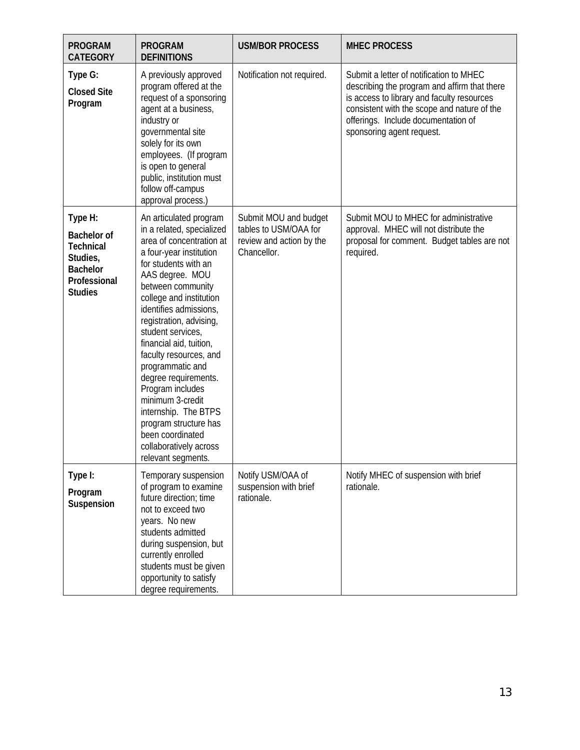| PROGRAM CATEGORY | PROGRAM DEFINITIONS | USM/BOR PROCESS | MHEC PROCESS |
|---|---|---|---|
| **Type G:** **Closed Site Program** | A previously approved program offered at the request of a sponsoring agent at a business, industry or governmental site solely for its own employees. (If program is open to general public, institution must follow off-campus approval process.) | Notification not required. | Submit a letter of notification to MHEC describing the program and affirm that there is access to library and faculty resources consistent with the scope and nature of the offerings. Include documentation of sponsoring agent request. |
| **Type H:** **Bachelor of Technical Studies, Bachelor Professional Studies** | An articulated program in a related, specialized area of concentration at a four-year institution for students with an AAS degree. MOU between community college and institution identifies admissions, registration, advising, student services, financial aid, tuition, faculty resources, and programmatic and degree requirements. Program includes minimum 3-credit internship. The BTPS program structure has been coordinated collaboratively across relevant segments. | Submit MOU and budget tables to USM/OAA for review and action by the Chancellor. | Submit MOU to MHEC for administrative approval. MHEC will not distribute the proposal for comment. Budget tables are not required. |
| **Type I:** **Program Suspension** | Temporary suspension of program to examine future direction; time not to exceed two years. No new students admitted during suspension, but currently enrolled students must be given opportunity to satisfy degree requirements. | Notify USM/OAA of suspension with brief rationale. | Notify MHEC of suspension with brief rationale. |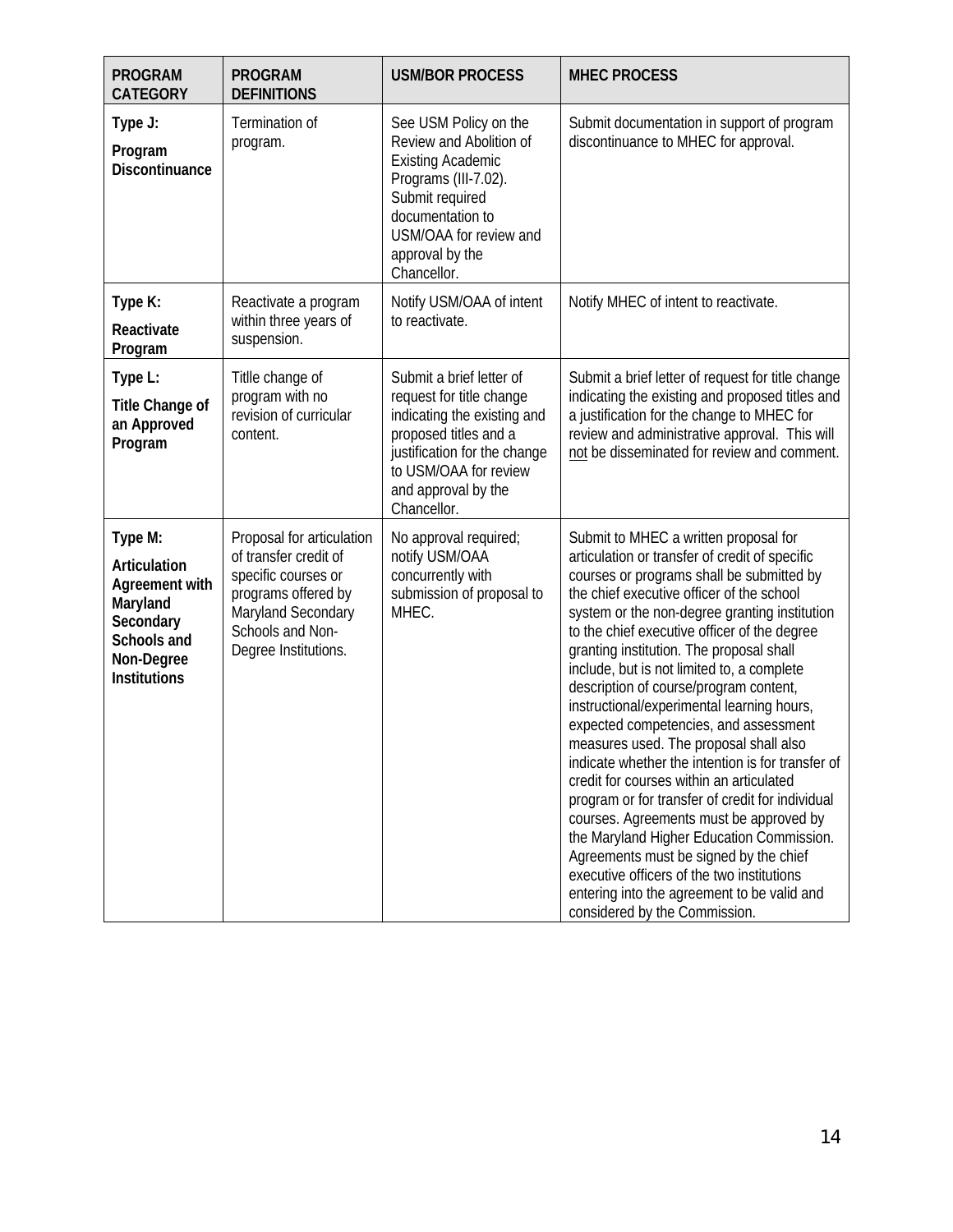| PROGRAM CATEGORY | PROGRAM DEFINITIONS | USM/BOR PROCESS | MHEC PROCESS |
|---|---|---|---|
| **Type J:** **Program Discontinuance** | Termination of program. | See USM Policy on the Review and Abolition of Existing Academic Programs (III-7.02). Submit required documentation to USM/OAA for review and approval by the Chancellor. | Submit documentation in support of program discontinuance to MHEC for approval. |
| **Type K:** **Reactivate Program** | Reactivate a program within three years of suspension. | Notify USM/OAA of intent to reactivate. | Notify MHEC of intent to reactivate. |
| **Type L:** **Title Change of an Approved Program** | Titlle change of program with no revision of curricular content. | Submit a brief letter of request for title change indicating the existing and proposed titles and a justification for the change to USM/OAA for review and approval by the Chancellor. | Submit a brief letter of request for title change indicating the existing and proposed titles and a justification for the change to MHEC for review and administrative approval. This will not be disseminated for review and comment. |
| **Type M:** **Articulation Agreement with Maryland Secondary Schools and Non-Degree Institutions** | Proposal for articulation of transfer credit of specific courses or programs offered by Maryland Secondary Schools and Non-Degree Institutions. | No approval required; notify USM/OAA concurrently with submission of proposal to MHEC. | Submit to MHEC a written proposal for articulation or transfer of credit of specific courses or programs shall be submitted by the chief executive officer of the school system or the non-degree granting institution to the chief executive officer of the degree granting institution. The proposal shall include, but is not limited to, a complete description of course/program content, instructional/experimental learning hours, expected competencies, and assessment measures used. The proposal shall also indicate whether the intention is for transfer of credit for courses within an articulated program or for transfer of credit for individual courses. Agreements must be approved by the Maryland Higher Education Commission. Agreements must be signed by the chief executive officers of the two institutions entering into the agreement to be valid and considered by the Commission. |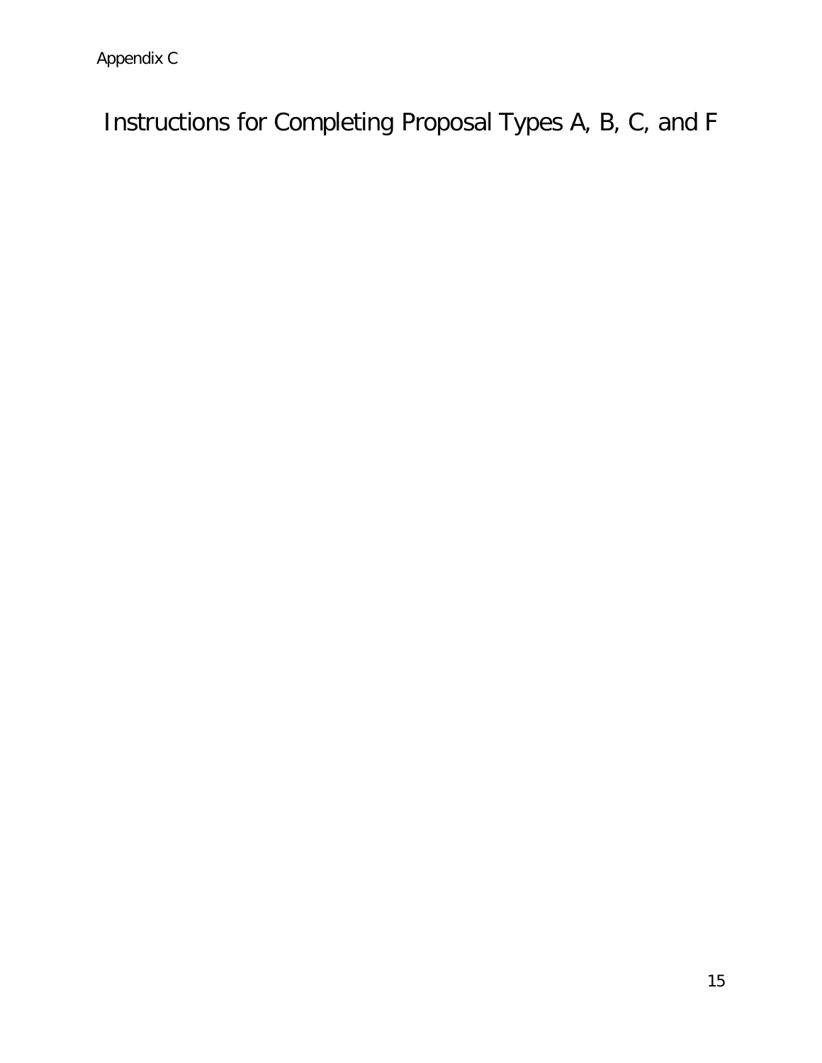Appendix C

# Instructions for Completing Proposal Types A, B, C, and F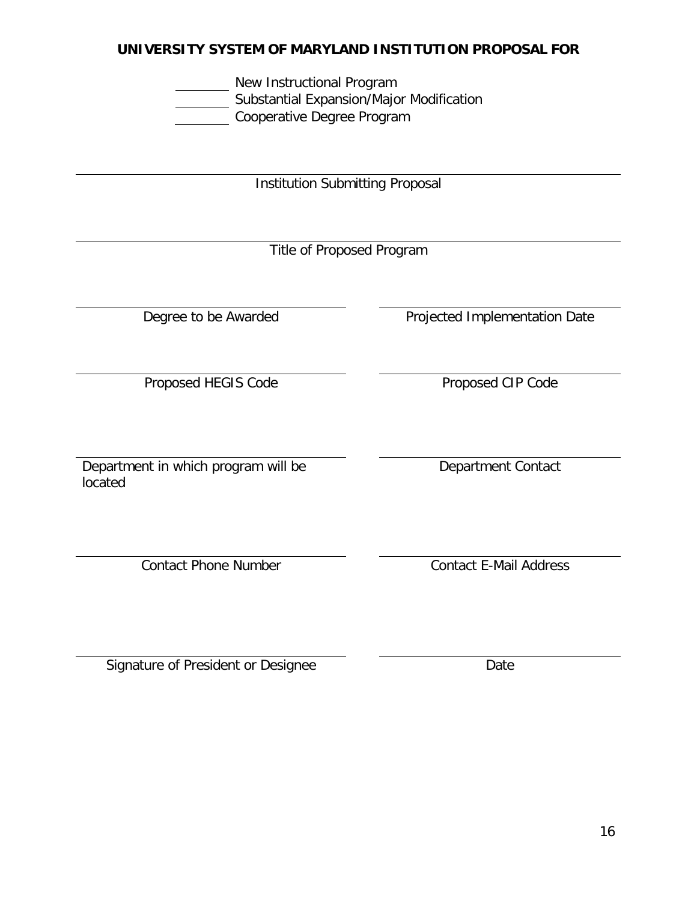**UNIVERSITY SYSTEM OF MARYLAND INSTITUTION PROPOSAL FOR**

________ New Instructional Program
________ Substantial Expansion/Major Modification
________ Cooperative Degree Program

______________________________________________
Institution Submitting Proposal

______________________________________________
Title of Proposed Program

| | |
|---|---|
| Degree to be Awarded | Projected Implementation Date |
| Proposed HEGIS Code | Proposed CIP Code |
| Department in which program will be located | Department Contact |
| Contact Phone Number | Contact E-Mail Address |
| Signature of President or Designee | Date |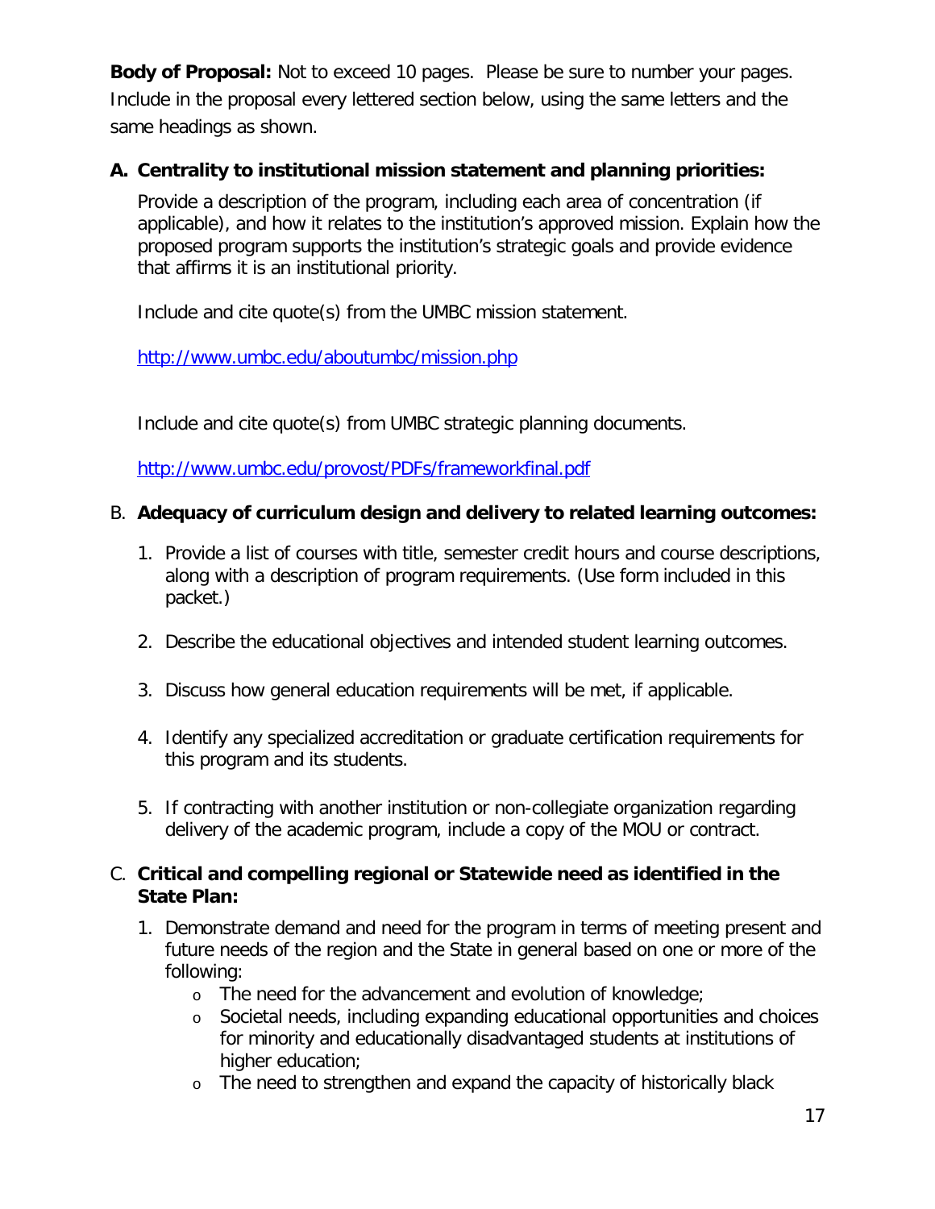**Body of Proposal:** Not to exceed 10 pages. Please be sure to number your pages. Include in the proposal every lettered section below, using the same letters and the same headings as shown.

**A. Centrality to institutional mission statement and planning priorities:**

Provide a description of the program, including each area of concentration (if applicable), and how it relates to the institution's approved mission. Explain how the proposed program supports the institution's strategic goals and provide evidence that affirms it is an institutional priority.

Include and cite quote(s) from the UMBC mission statement.

[http://www.umbc.edu/aboutumbc/mission.php](http://www.umbc.edu/aboutumbc/mission.php)

Include and cite quote(s) from UMBC strategic planning documents.

[http://www.umbc.edu/provost/PDFs/frameworkfinal.pdf](http://www.umbc.edu/provost/PDFs/frameworkfinal.pdf)

B. **Adequacy of curriculum design and delivery to related learning outcomes:**

1. Provide a list of courses with title, semester credit hours and course descriptions, along with a description of program requirements. (Use form included in this packet.)

2. Describe the educational objectives and intended student learning outcomes.

3. Discuss how general education requirements will be met, if applicable.

4. Identify any specialized accreditation or graduate certification requirements for this program and its students.

5. If contracting with another institution or non-collegiate organization regarding delivery of the academic program, include a copy of the MOU or contract.

C. **Critical and compelling regional or Statewide need as identified in the State Plan:**

1. Demonstrate demand and need for the program in terms of meeting present and future needs of the region and the State in general based on one or more of the following:
   - The need for the advancement and evolution of knowledge;
   - Societal needs, including expanding educational opportunities and choices for minority and educationally disadvantaged students at institutions of higher education;
   - The need to strengthen and expand the capacity of historically black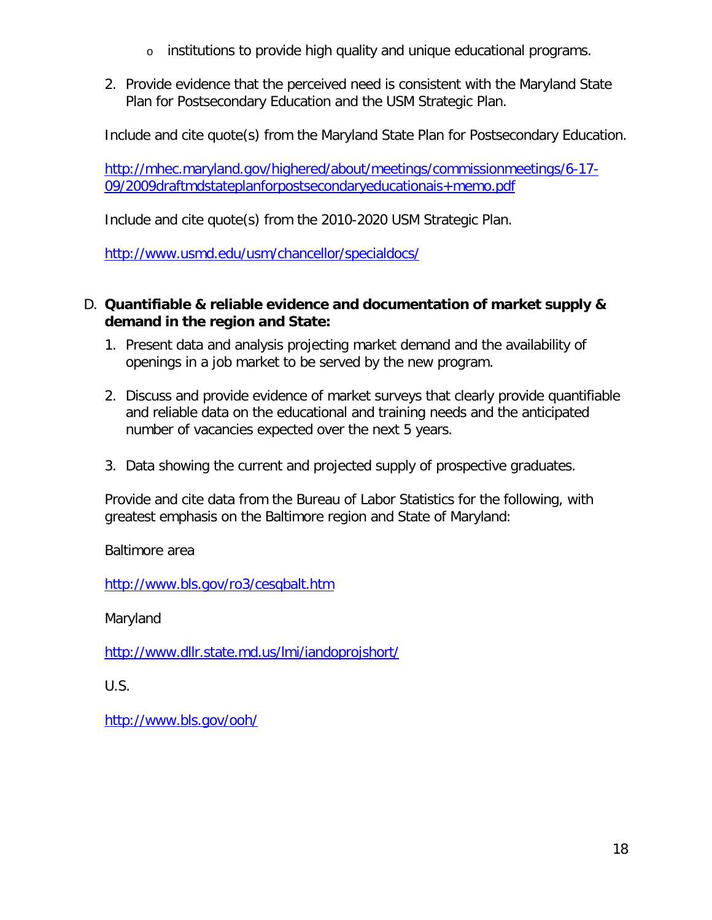- institutions to provide high quality and unique educational programs.

2. Provide evidence that the perceived need is consistent with the Maryland State Plan for Postsecondary Education and the USM Strategic Plan.

   Include and cite quote(s) from the Maryland State Plan for Postsecondary Education.

   http://mhec.maryland.gov/highered/about/meetings/commissionmeetings/6-17-09/2009draftmdstateplanforpostsecondaryeducationais+memo.pdf

   Include and cite quote(s) from the 2010-2020 USM Strategic Plan.

   http://www.usmd.edu/usm/chancellor/specialdocs/

D. **Quantifiable & reliable evidence and documentation of market supply & demand in the region and State:**

1. Present data and analysis projecting market demand and the availability of openings in a job market to be served by the new program.

2. Discuss and provide evidence of market surveys that clearly provide quantifiable and reliable data on the educational and training needs and the anticipated number of vacancies expected over the next 5 years.

3. Data showing the current and projected supply of prospective graduates.

   Provide and cite data from the Bureau of Labor Statistics for the following, with greatest emphasis on the Baltimore region and State of Maryland:

   Baltimore area

   http://www.bls.gov/ro3/cesqbalt.htm

   Maryland

   http://www.dllr.state.md.us/lmi/iandoprojshort/

   U.S.

   http://www.bls.gov/ooh/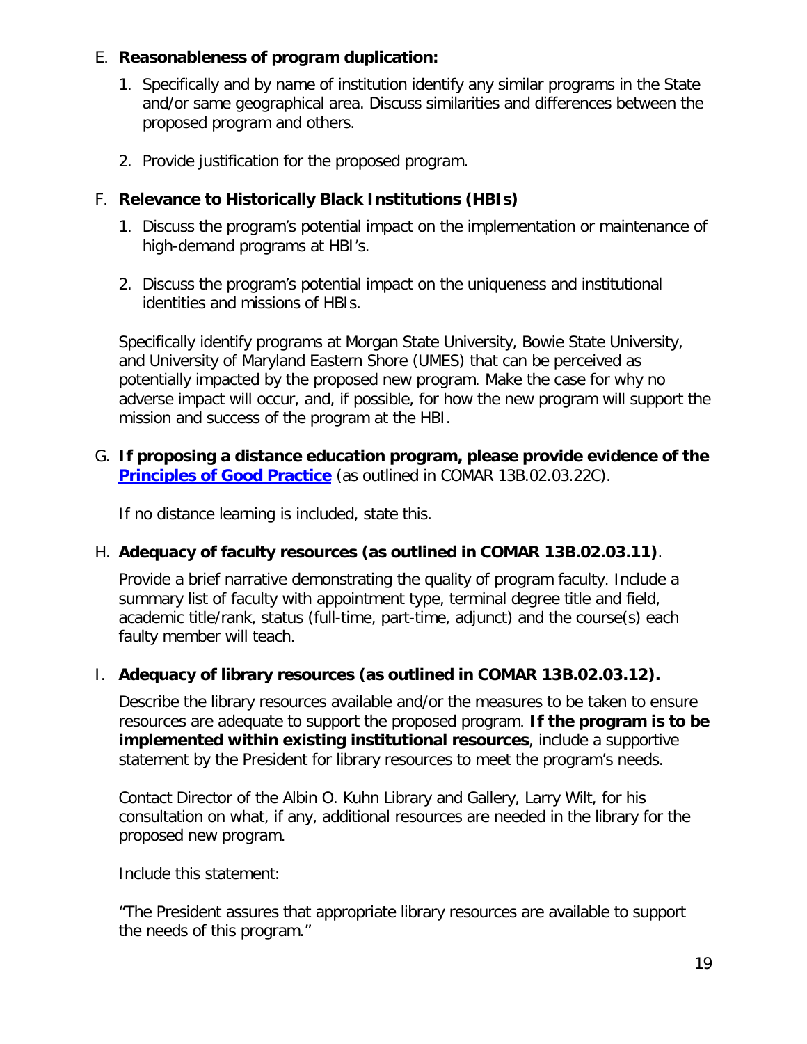E. **Reasonableness of program duplication:**

1. Specifically and by name of institution identify any similar programs in the State and/or same geographical area. Discuss similarities and differences between the proposed program and others.

2. Provide justification for the proposed program.

F. **Relevance to Historically Black Institutions (HBIs)**

1. Discuss the program's potential impact on the implementation or maintenance of high-demand programs at HBI's.

2. Discuss the program's potential impact on the uniqueness and institutional identities and missions of HBIs.

Specifically identify programs at Morgan State University, Bowie State University, and University of Maryland Eastern Shore (UMES) that can be perceived as potentially impacted by the proposed new program. Make the case for why no adverse impact will occur, and, if possible, for how the new program will support the mission and success of the program at the HBI.

G. **If proposing a distance education program, please provide evidence of the [Principles of Good Practice]** (as outlined in COMAR 13B.02.03.22C).

If no distance learning is included, state this.

H. **Adequacy of faculty resources (as outlined in COMAR 13B.02.03.11)**.

Provide a brief narrative demonstrating the quality of program faculty. Include a summary list of faculty with appointment type, terminal degree title and field, academic title/rank, status (full-time, part-time, adjunct) and the course(s) each faulty member will teach.

I. **Adequacy of library resources (as outlined in COMAR 13B.02.03.12).**

Describe the library resources available and/or the measures to be taken to ensure resources are adequate to support the proposed program. **If the program is to be implemented within existing institutional resources**, include a supportive statement by the President for library resources to meet the program's needs.

Contact Director of the Albin O. Kuhn Library and Gallery, Larry Wilt, for his consultation on what, if any, additional resources are needed in the library for the proposed new program.

Include this statement:

"The President assures that appropriate library resources are available to support the needs of this program."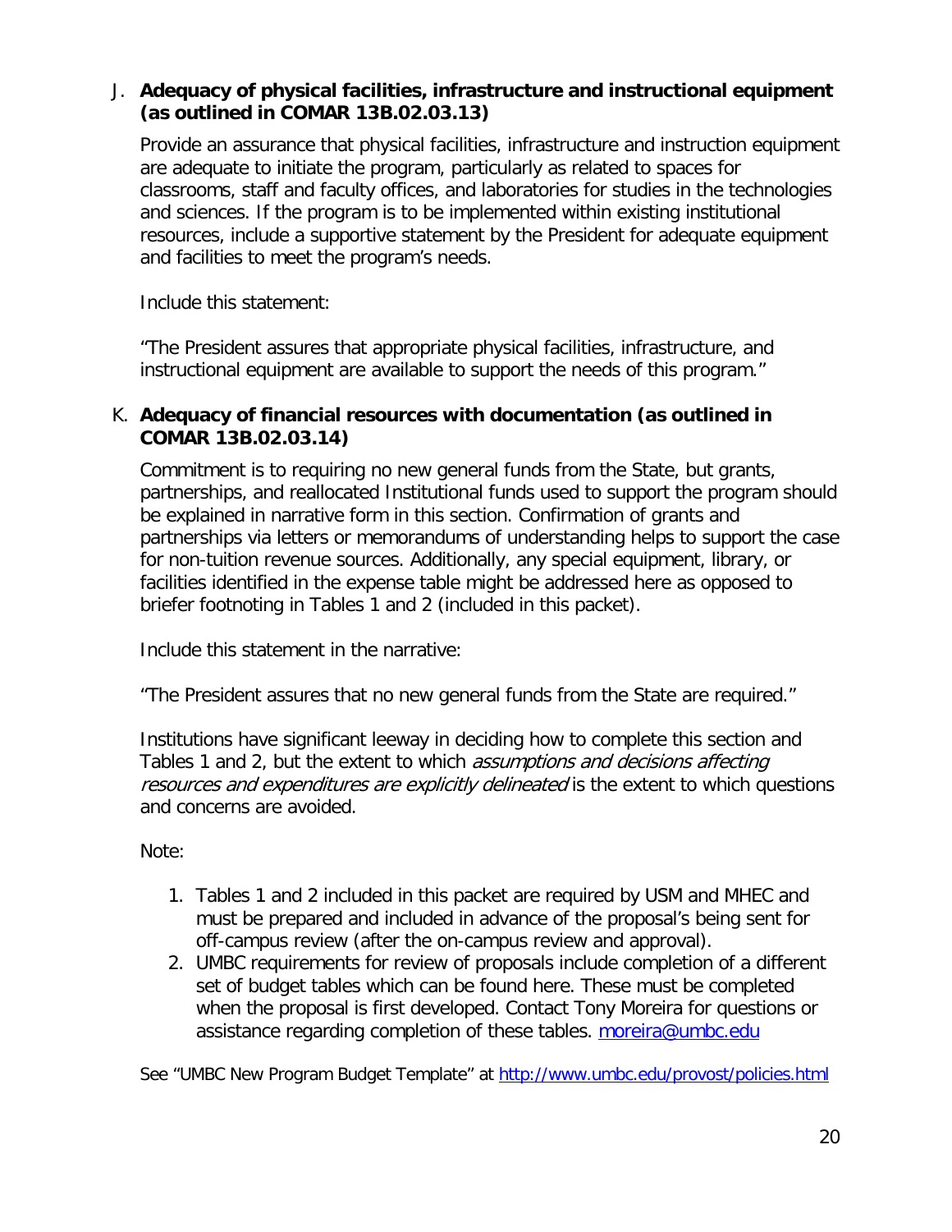J. **Adequacy of physical facilities, infrastructure and instructional equipment (as outlined in COMAR 13B.02.03.13)**

Provide an assurance that physical facilities, infrastructure and instruction equipment are adequate to initiate the program, particularly as related to spaces for classrooms, staff and faculty offices, and laboratories for studies in the technologies and sciences. If the program is to be implemented within existing institutional resources, include a supportive statement by the President for adequate equipment and facilities to meet the program's needs.

Include this statement:

"The President assures that appropriate physical facilities, infrastructure, and instructional equipment are available to support the needs of this program."

K. **Adequacy of financial resources with documentation (as outlined in COMAR 13B.02.03.14)**

Commitment is to requiring no new general funds from the State, but grants, partnerships, and reallocated Institutional funds used to support the program should be explained in narrative form in this section. Confirmation of grants and partnerships via letters or memorandums of understanding helps to support the case for non-tuition revenue sources. Additionally, any special equipment, library, or facilities identified in the expense table might be addressed here as opposed to briefer footnoting in Tables 1 and 2 (included in this packet).

Include this statement in the narrative:

"The President assures that no new general funds from the State are required."

Institutions have significant leeway in deciding how to complete this section and Tables 1 and 2, but the extent to which *assumptions and decisions affecting resources and expenditures are explicitly delineated* is the extent to which questions and concerns are avoided.

Note:

1. Tables 1 and 2 included in this packet are required by USM and MHEC and must be prepared and included in advance of the proposal's being sent for off-campus review (after the on-campus review and approval).
2. UMBC requirements for review of proposals include completion of a different set of budget tables which can be found here. These must be completed when the proposal is first developed. Contact Tony Moreira for questions or assistance regarding completion of these tables. moreira@umbc.edu

See "UMBC New Program Budget Template" at http://www.umbc.edu/provost/policies.html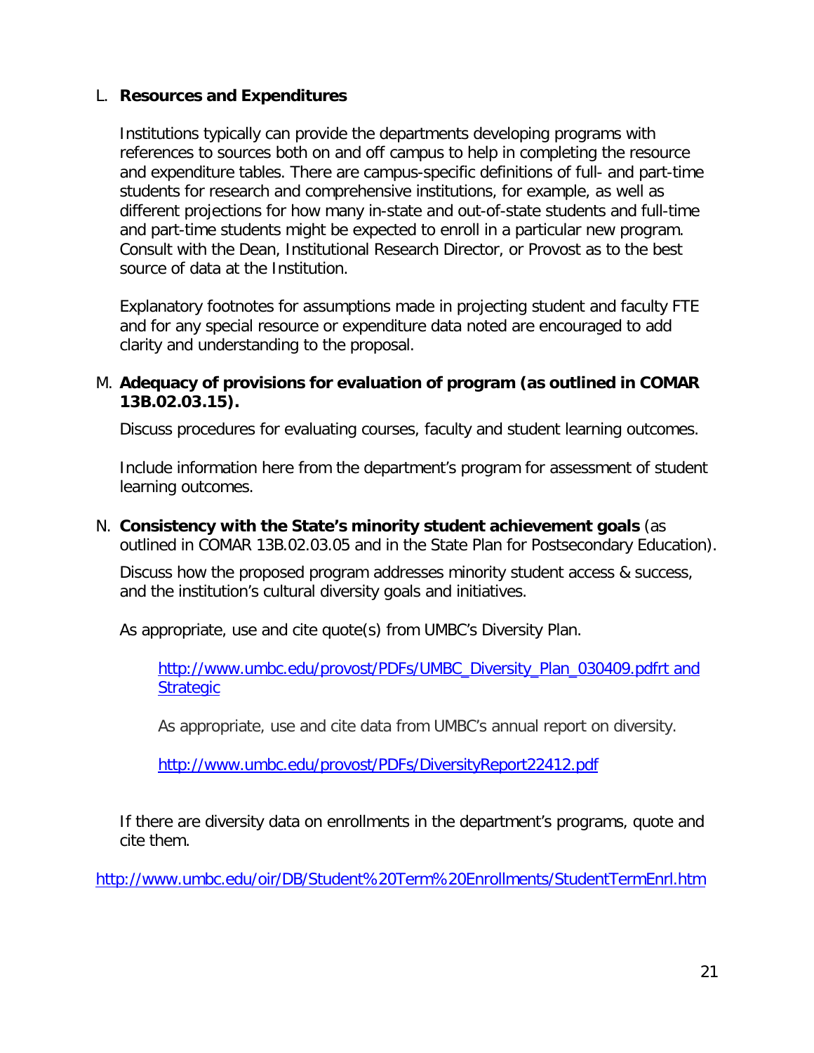L. **Resources and Expenditures**

Institutions typically can provide the departments developing programs with references to sources both on and off campus to help in completing the resource and expenditure tables. There are campus-specific definitions of full- and part-time students for research and comprehensive institutions, for example, as well as different projections for how many in-state and out-of-state students and full-time and part-time students might be expected to enroll in a particular new program. Consult with the Dean, Institutional Research Director, or Provost as to the best source of data at the Institution.

Explanatory footnotes for assumptions made in projecting student and faculty FTE and for any special resource or expenditure data noted are encouraged to add clarity and understanding to the proposal.

M. **Adequacy of provisions for evaluation of program (as outlined in COMAR 13B.02.03.15).**

Discuss procedures for evaluating courses, faculty and student learning outcomes.

Include information here from the department's program for assessment of student learning outcomes.

N. **Consistency with the State's minority student achievement goals** (as outlined in COMAR 13B.02.03.05 and in the State Plan for Postsecondary Education).

Discuss how the proposed program addresses minority student access & success, and the institution's cultural diversity goals and initiatives.

As appropriate, use and cite quote(s) from UMBC's Diversity Plan.

http://www.umbc.edu/provost/PDFs/UMBC_Diversity_Plan_030409.pdfrt and Strategic

As appropriate, use and cite data from UMBC's annual report on diversity.

http://www.umbc.edu/provost/PDFs/DiversityReport22412.pdf

If there are diversity data on enrollments in the department's programs, quote and cite them.

http://www.umbc.edu/oir/DB/Student%20Term%20Enrollments/StudentTermEnrl.htm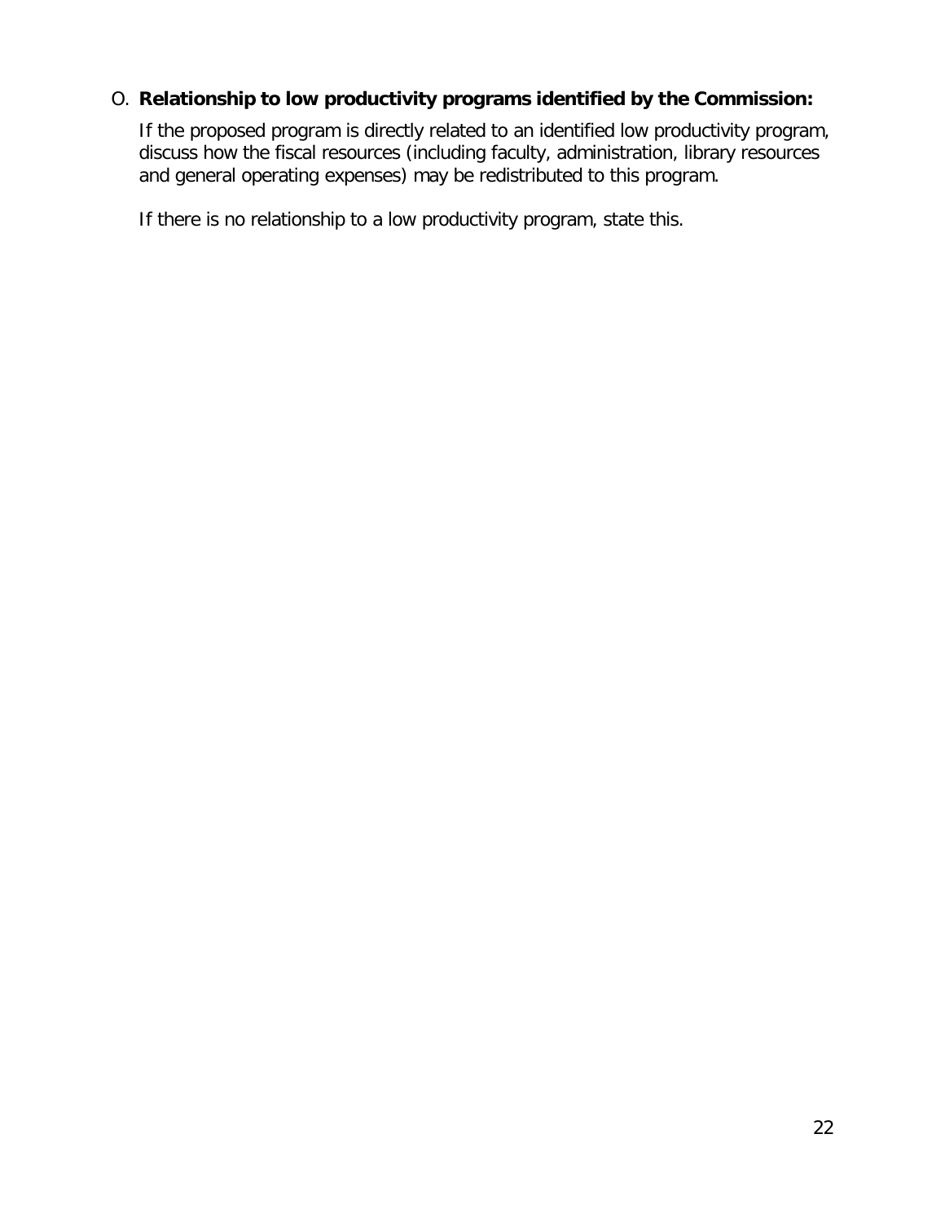O. **Relationship to low productivity programs identified by the Commission:**

If the proposed program is directly related to an identified low productivity program, discuss how the fiscal resources (including faculty, administration, library resources and general operating expenses) may be redistributed to this program.

If there is no relationship to a low productivity program, state this.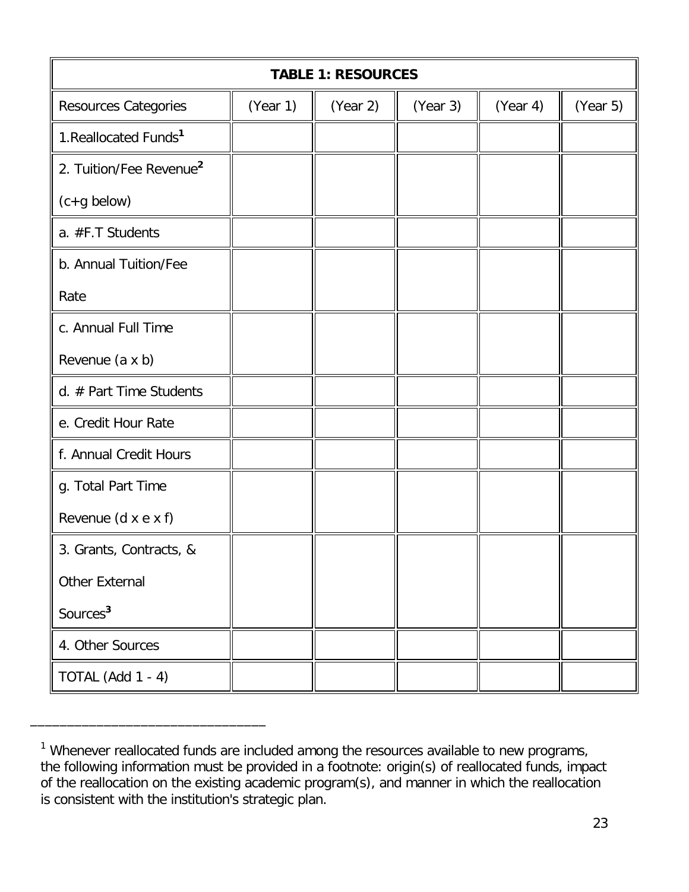| TABLE 1: RESOURCES | | | | | |
|---|---|---|---|---|---|
| Resources Categories | (Year 1) | (Year 2) | (Year 3) | (Year 4) | (Year 5) |
| 1.Reallocated Funds[1] | | | | | |
| 2. Tuition/Fee Revenue[2] (c+g below) | | | | | |
| a. #F.T Students | | | | | |
| b. Annual Tuition/Fee Rate | | | | | |
| c. Annual Full Time Revenue (a x b) | | | | | |
| d. # Part Time Students | | | | | |
| e. Credit Hour Rate | | | | | |
| f. Annual Credit Hours | | | | | |
| g. Total Part Time Revenue (d x e x f) | | | | | |
| 3. Grants, Contracts, & Other External Sources[3] | | | | | |
| 4. Other Sources | | | | | |
| TOTAL (Add 1 - 4) | | | | | |

---

[1] Whenever reallocated funds are included among the resources available to new programs, the following information must be provided in a footnote: origin(s) of reallocated funds, impact of the reallocation on the existing academic program(s), and manner in which the reallocation is consistent with the institution's strategic plan.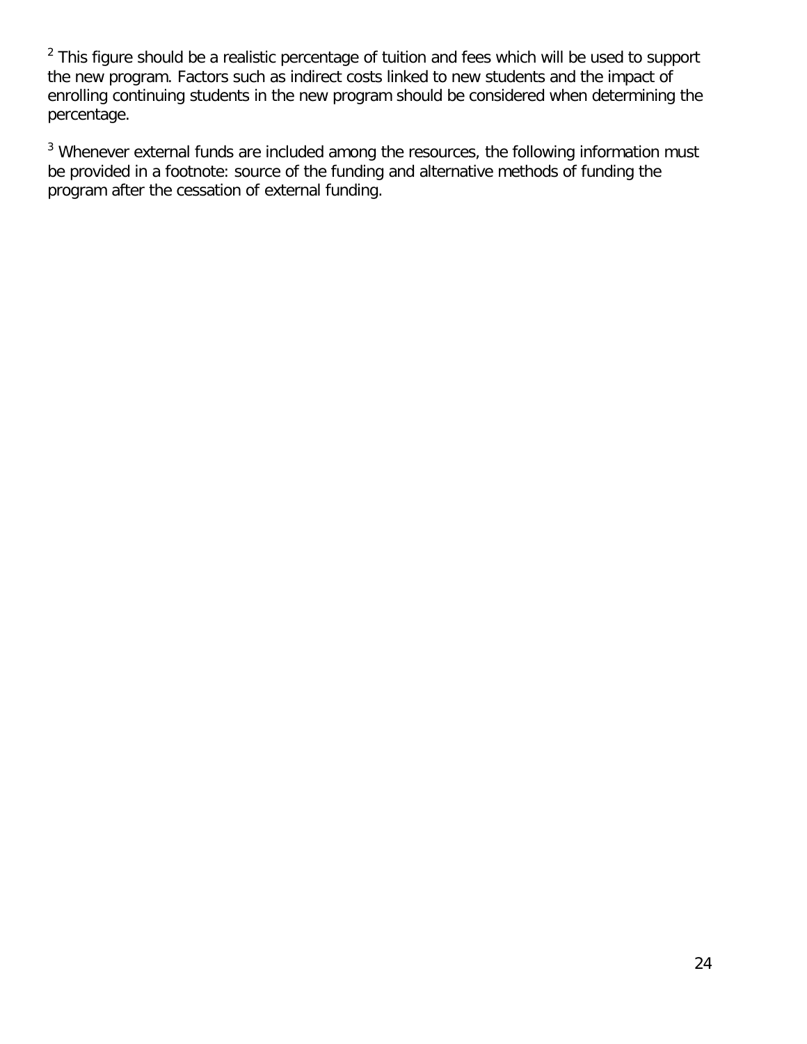[2] This figure should be a realistic percentage of tuition and fees which will be used to support the new program. Factors such as indirect costs linked to new students and the impact of enrolling continuing students in the new program should be considered when determining the percentage.

[3] Whenever external funds are included among the resources, the following information must be provided in a footnote: source of the funding and alternative methods of funding the program after the cessation of external funding.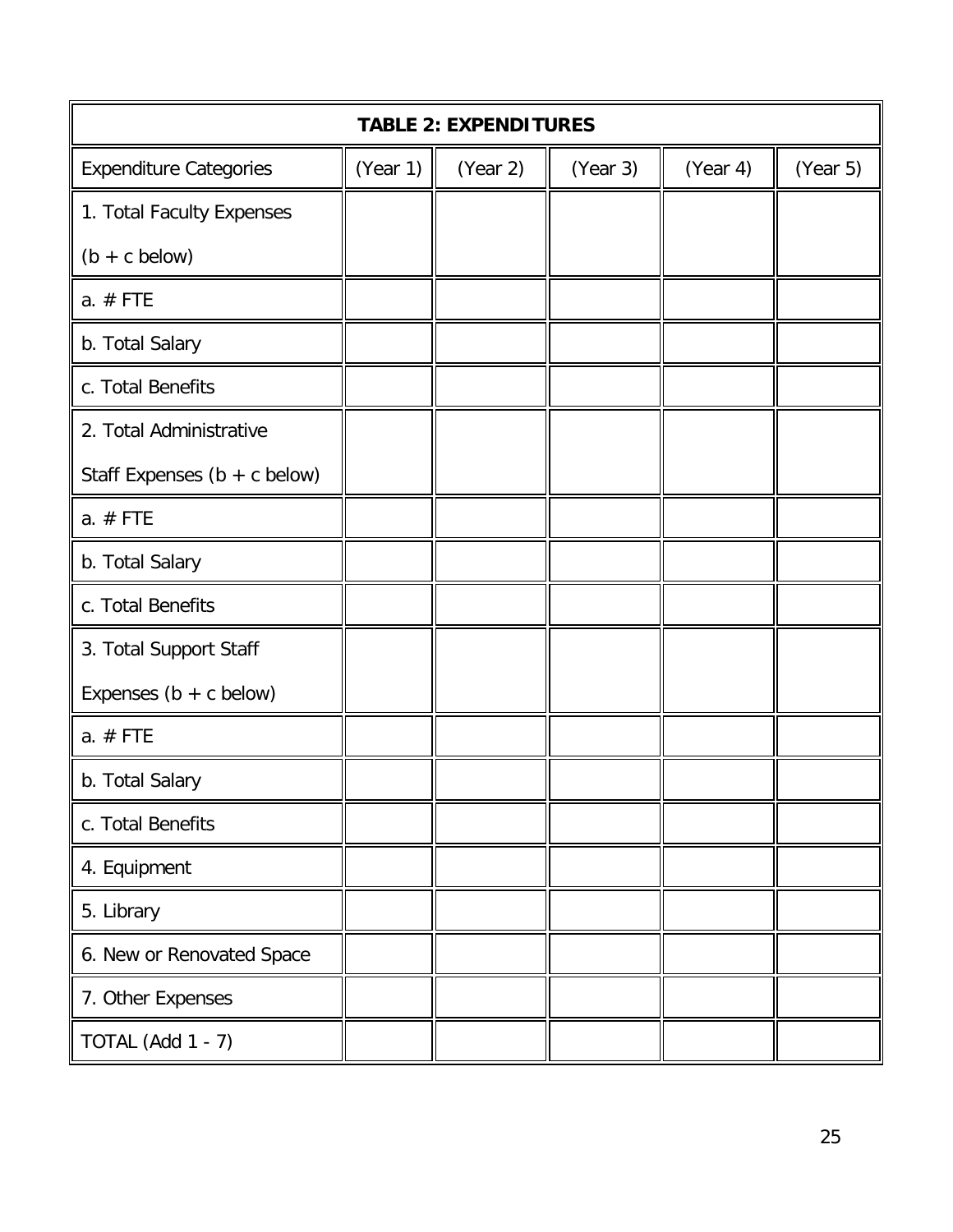| TABLE 2: EXPENDITURES | | | | | |
|---|---|---|---|---|---|
| Expenditure Categories | (Year 1) | (Year 2) | (Year 3) | (Year 4) | (Year 5) |
| 1. Total Faculty Expenses (b + c below) | | | | | |
| a. # FTE | | | | | |
| b. Total Salary | | | | | |
| c. Total Benefits | | | | | |
| 2. Total Administrative Staff Expenses (b + c below) | | | | | |
| a. # FTE | | | | | |
| b. Total Salary | | | | | |
| c. Total Benefits | | | | | |
| 3. Total Support Staff Expenses (b + c below) | | | | | |
| a. # FTE | | | | | |
| b. Total Salary | | | | | |
| c. Total Benefits | | | | | |
| 4. Equipment | | | | | |
| 5. Library | | | | | |
| 6. New or Renovated Space | | | | | |
| 7. Other Expenses | | | | | |
| TOTAL (Add 1 - 7) | | | | | |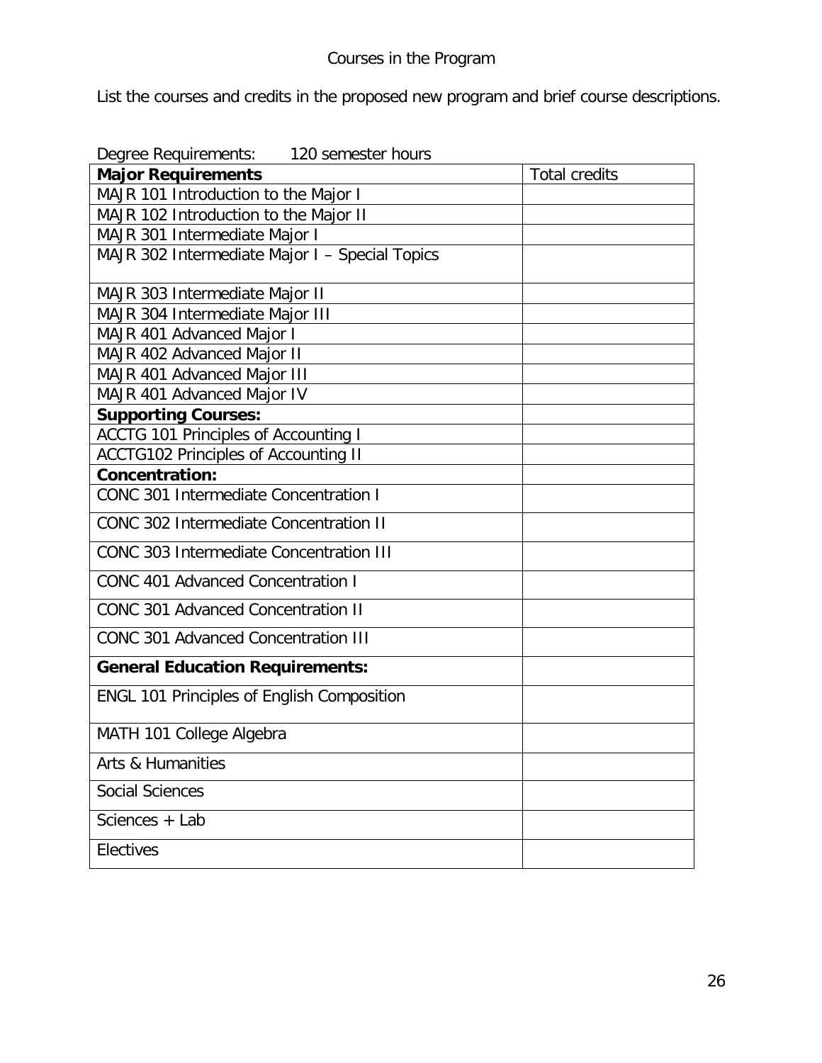Courses in the Program

List the courses and credits in the proposed new program and brief course descriptions.

Degree Requirements: 120 semester hours

| **Major Requirements** | Total credits |
|---|---|
| MAJR 101 Introduction to the Major I | |
| MAJR 102 Introduction to the Major II | |
| MAJR 301 Intermediate Major I | |
| MAJR 302 Intermediate Major I – Special Topics | |
| MAJR 303 Intermediate Major II | |
| MAJR 304 Intermediate Major III | |
| MAJR 401 Advanced Major I | |
| MAJR 402 Advanced Major II | |
| MAJR 401 Advanced Major III | |
| MAJR 401 Advanced Major IV | |
| **Supporting Courses:** | |
| ACCTG 101 Principles of Accounting I | |
| ACCTG102 Principles of Accounting II | |
| **Concentration:** | |
| CONC 301 Intermediate Concentration I | |
| CONC 302 Intermediate Concentration II | |
| CONC 303 Intermediate Concentration III | |
| CONC 401 Advanced Concentration I | |
| CONC 301 Advanced Concentration II | |
| CONC 301 Advanced Concentration III | |
| **General Education Requirements:** | |
| ENGL 101 Principles of English Composition | |
| MATH 101 College Algebra | |
| Arts & Humanities | |
| Social Sciences | |
| Sciences + Lab | |
| Electives | |